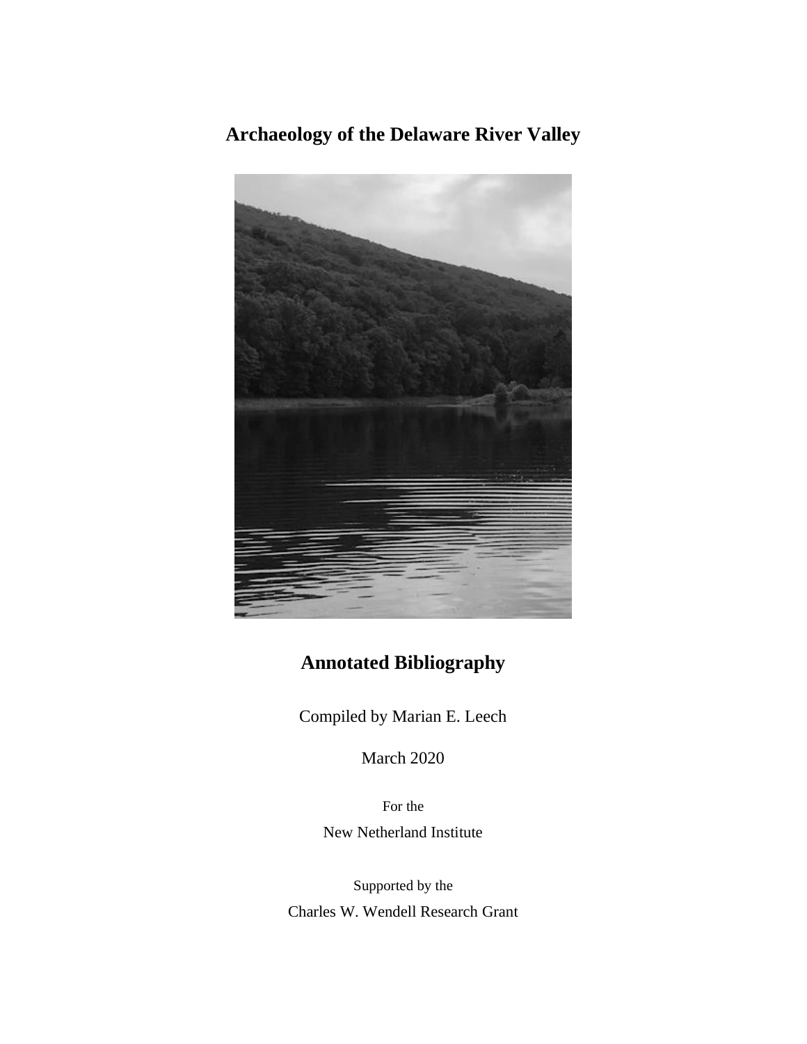# Archaeology of the Delaware River Valley

## Annotated Bibliography

Compiled by Marian E. Leech

March 2020

For the

New Netherland Institute

Supported by the

Charles W. Wendell Research Grant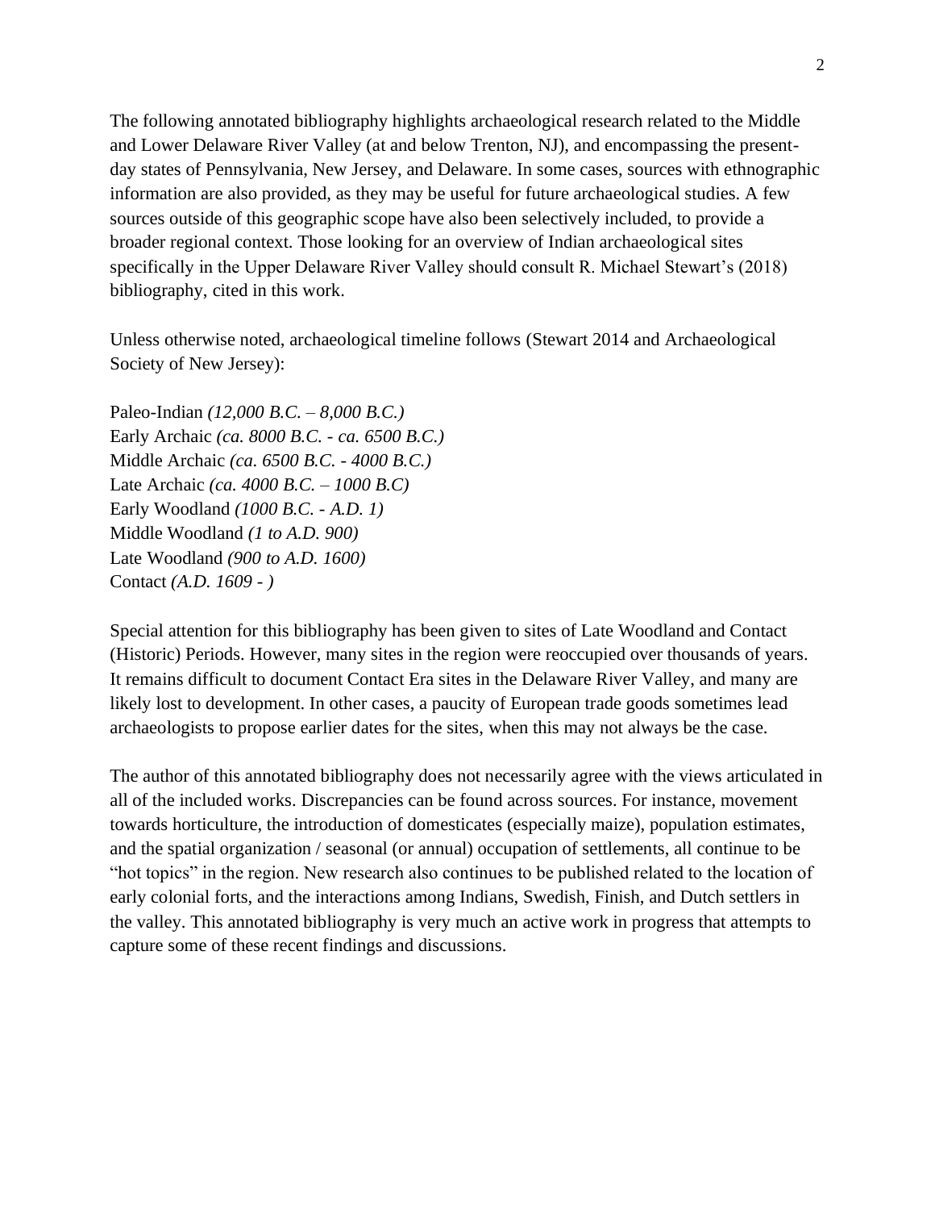The following annotated bibliography highlights archaeological research related to the Middle and Lower Delaware River Valley (at and below Trenton, NJ), and encompassing the present-day states of Pennsylvania, New Jersey, and Delaware. In some cases, sources with ethnographic information are also provided, as they may be useful for future archaeological studies. A few sources outside of this geographic scope have also been selectively included, to provide a broader regional context. Those looking for an overview of Indian archaeological sites specifically in the Upper Delaware River Valley should consult R. Michael Stewart's (2018) bibliography, cited in this work.

Unless otherwise noted, archaeological timeline follows (Stewart 2014 and Archaeological Society of New Jersey):

Paleo-Indian *(12,000 B.C. – 8,000 B.C.)*
Early Archaic *(ca. 8000 B.C. - ca. 6500 B.C.)*
Middle Archaic *(ca. 6500 B.C. - 4000 B.C.)*
Late Archaic *(ca. 4000 B.C. – 1000 B.C)*
Early Woodland *(1000 B.C. - A.D. 1)*
Middle Woodland *(1 to A.D. 900)*
Late Woodland *(900 to A.D. 1600)*
Contact *(A.D. 1609 - )*

Special attention for this bibliography has been given to sites of Late Woodland and Contact (Historic) Periods. However, many sites in the region were reoccupied over thousands of years. It remains difficult to document Contact Era sites in the Delaware River Valley, and many are likely lost to development. In other cases, a paucity of European trade goods sometimes lead archaeologists to propose earlier dates for the sites, when this may not always be the case.

The author of this annotated bibliography does not necessarily agree with the views articulated in all of the included works. Discrepancies can be found across sources. For instance, movement towards horticulture, the introduction of domesticates (especially maize), population estimates, and the spatial organization / seasonal (or annual) occupation of settlements, all continue to be "hot topics" in the region. New research also continues to be published related to the location of early colonial forts, and the interactions among Indians, Swedish, Finish, and Dutch settlers in the valley. This annotated bibliography is very much an active work in progress that attempts to capture some of these recent findings and discussions.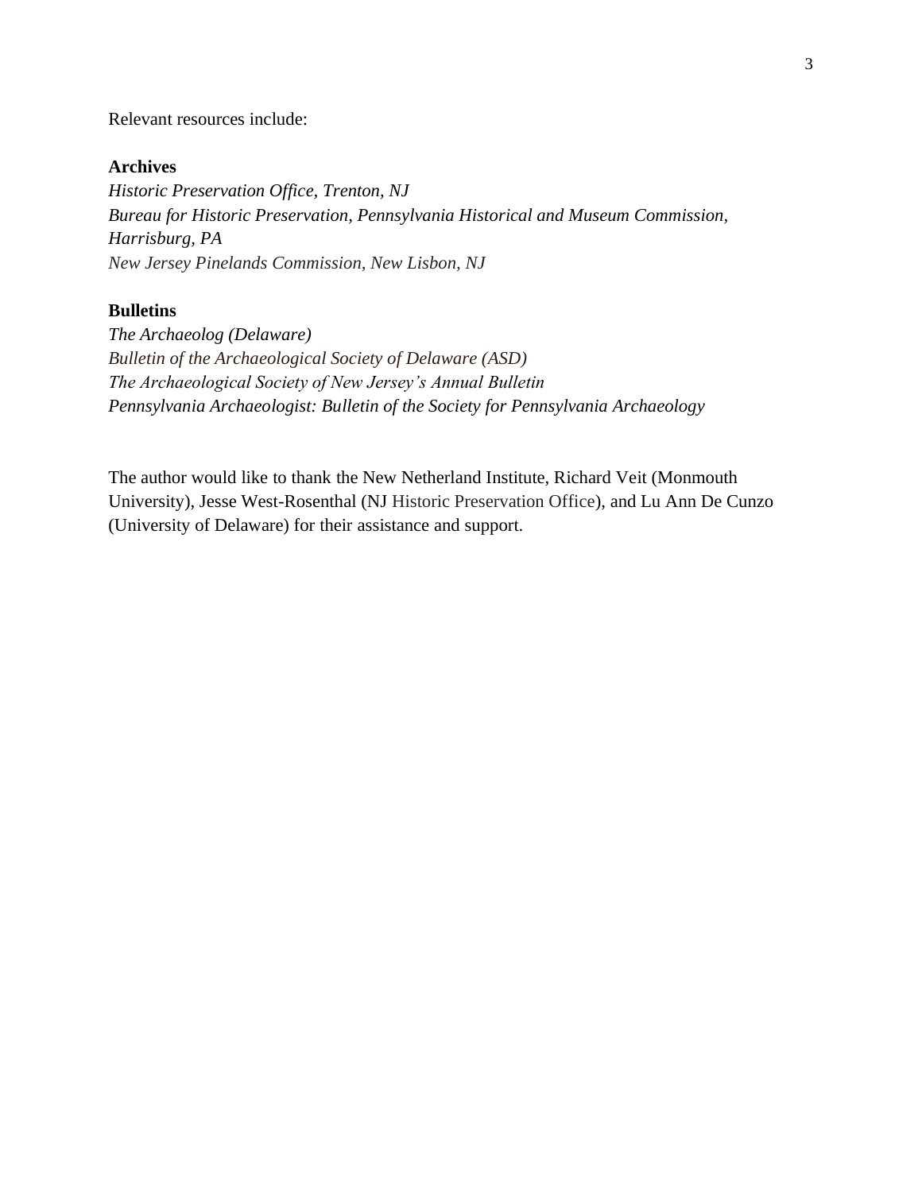Relevant resources include:

**Archives**

*Historic Preservation Office, Trenton, NJ*
*Bureau for Historic Preservation, Pennsylvania Historical and Museum Commission, Harrisburg, PA*
*New Jersey Pinelands Commission, New Lisbon, NJ*

**Bulletins**

*The Archaeolog (Delaware)*
*Bulletin of the Archaeological Society of Delaware (ASD)*
*The Archaeological Society of New Jersey's Annual Bulletin*
*Pennsylvania Archaeologist: Bulletin of the Society for Pennsylvania Archaeology*

The author would like to thank the New Netherland Institute, Richard Veit (Monmouth University), Jesse West-Rosenthal (NJ Historic Preservation Office), and Lu Ann De Cunzo (University of Delaware) for their assistance and support.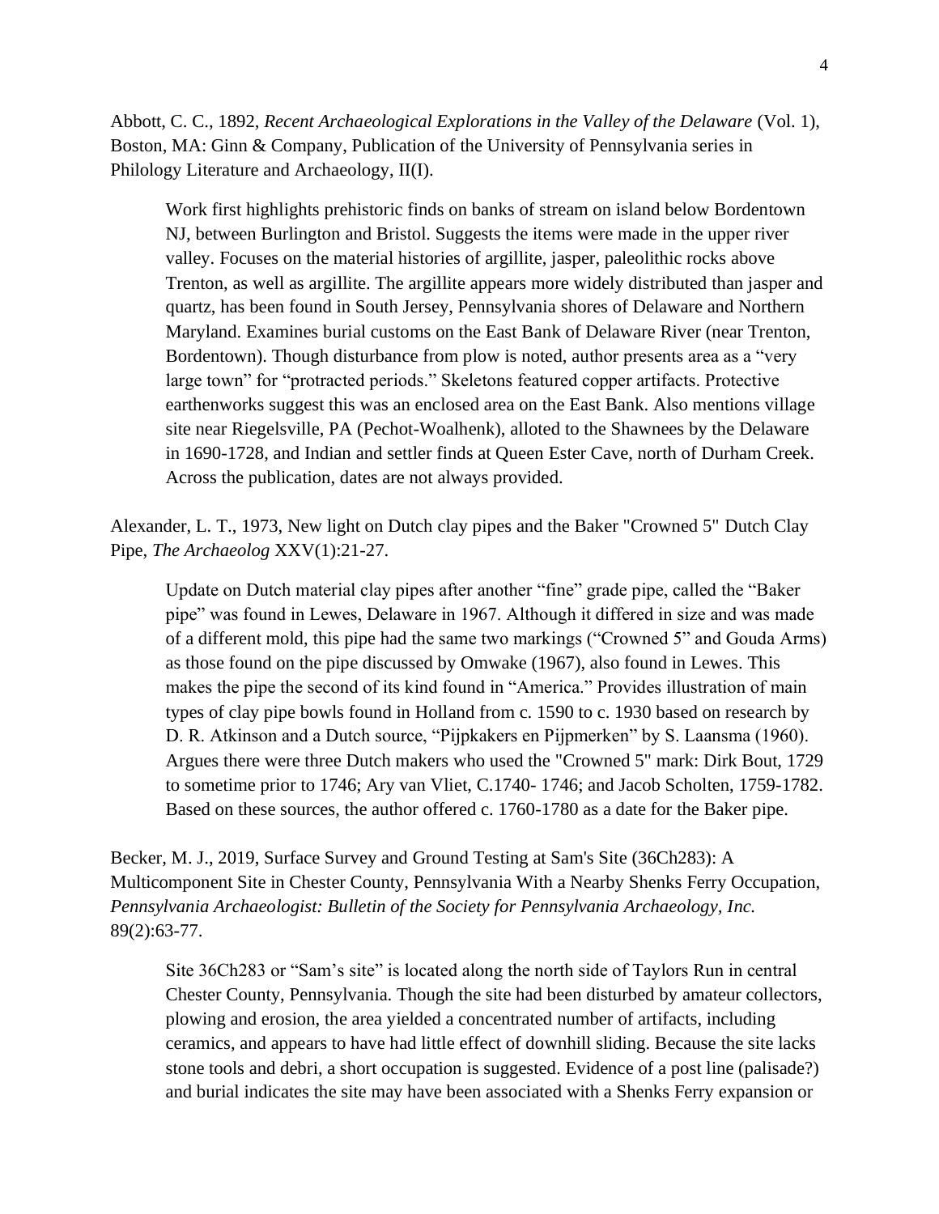Abbott, C. C., 1892, *Recent Archaeological Explorations in the Valley of the Delaware* (Vol. 1), Boston, MA: Ginn & Company, Publication of the University of Pennsylvania series in Philology Literature and Archaeology, II(I).

> Work first highlights prehistoric finds on banks of stream on island below Bordentown NJ, between Burlington and Bristol. Suggests the items were made in the upper river valley. Focuses on the material histories of argillite, jasper, paleolithic rocks above Trenton, as well as argillite. The argillite appears more widely distributed than jasper and quartz, has been found in South Jersey, Pennsylvania shores of Delaware and Northern Maryland. Examines burial customs on the East Bank of Delaware River (near Trenton, Bordentown). Though disturbance from plow is noted, author presents area as a "very large town" for "protracted periods." Skeletons featured copper artifacts. Protective earthenworks suggest this was an enclosed area on the East Bank. Also mentions village site near Riegelsville, PA (Pechot-Woalhenk), alloted to the Shawnees by the Delaware in 1690-1728, and Indian and settler finds at Queen Ester Cave, north of Durham Creek. Across the publication, dates are not always provided.

Alexander, L. T., 1973, New light on Dutch clay pipes and the Baker "Crowned 5" Dutch Clay Pipe, *The Archaeolog* XXV(1):21-27.

> Update on Dutch material clay pipes after another "fine" grade pipe, called the "Baker pipe" was found in Lewes, Delaware in 1967. Although it differed in size and was made of a different mold, this pipe had the same two markings ("Crowned 5" and Gouda Arms) as those found on the pipe discussed by Omwake (1967), also found in Lewes. This makes the pipe the second of its kind found in "America." Provides illustration of main types of clay pipe bowls found in Holland from c. 1590 to c. 1930 based on research by D. R. Atkinson and a Dutch source, "Pijpkakers en Pijpmerken" by S. Laansma (1960). Argues there were three Dutch makers who used the "Crowned 5" mark: Dirk Bout, 1729 to sometime prior to 1746; Ary van Vliet, C.1740- 1746; and Jacob Scholten, 1759-1782. Based on these sources, the author offered c. 1760-1780 as a date for the Baker pipe.

Becker, M. J., 2019, Surface Survey and Ground Testing at Sam's Site (36Ch283): A Multicomponent Site in Chester County, Pennsylvania With a Nearby Shenks Ferry Occupation, *Pennsylvania Archaeologist: Bulletin of the Society for Pennsylvania Archaeology, Inc.* 89(2):63-77.

> Site 36Ch283 or "Sam's site" is located along the north side of Taylors Run in central Chester County, Pennsylvania. Though the site had been disturbed by amateur collectors, plowing and erosion, the area yielded a concentrated number of artifacts, including ceramics, and appears to have had little effect of downhill sliding. Because the site lacks stone tools and debri, a short occupation is suggested. Evidence of a post line (palisade?) and burial indicates the site may have been associated with a Shenks Ferry expansion or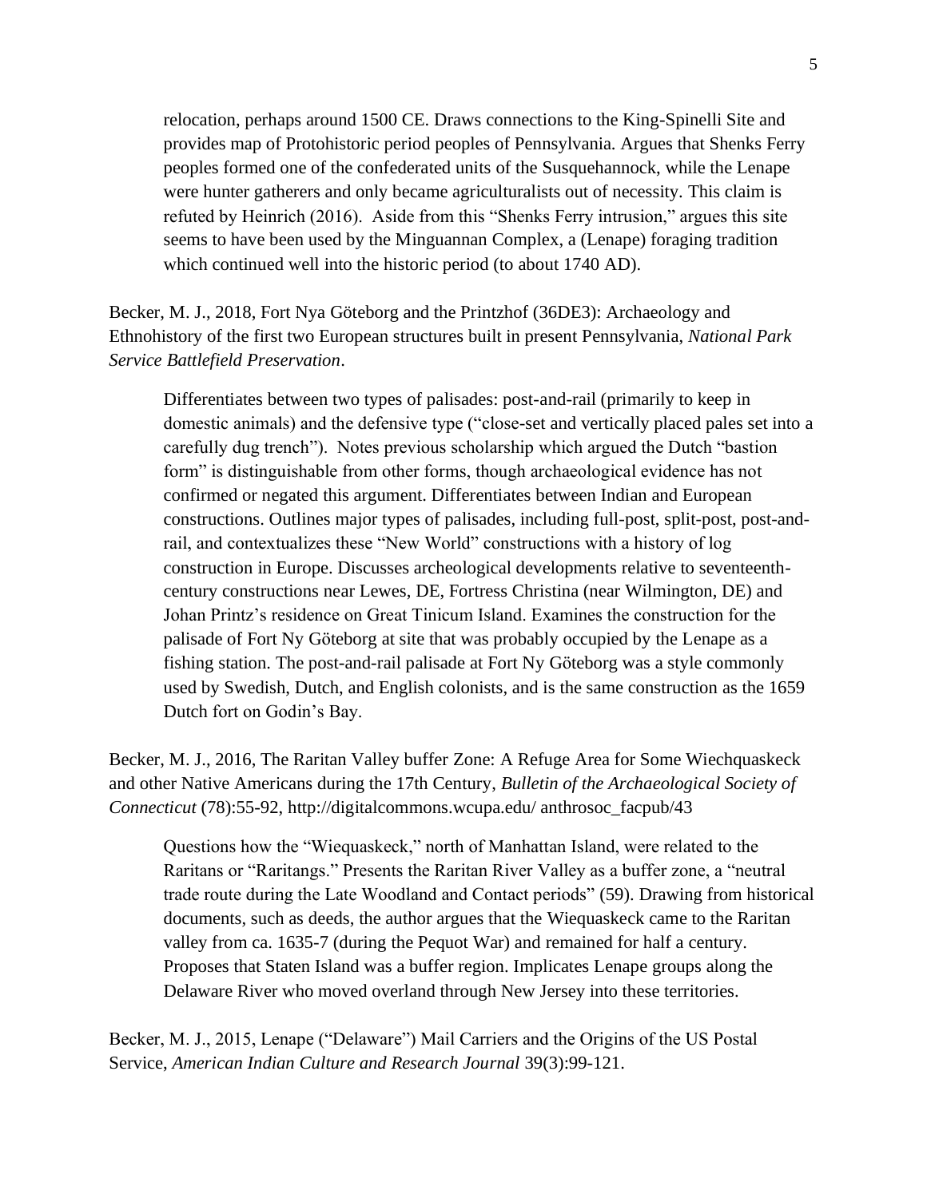relocation, perhaps around 1500 CE. Draws connections to the King-Spinelli Site and provides map of Protohistoric period peoples of Pennsylvania. Argues that Shenks Ferry peoples formed one of the confederated units of the Susquehannock, while the Lenape were hunter gatherers and only became agriculturalists out of necessity. This claim is refuted by Heinrich (2016). Aside from this "Shenks Ferry intrusion," argues this site seems to have been used by the Minguannan Complex, a (Lenape) foraging tradition which continued well into the historic period (to about 1740 AD).

Becker, M. J., 2018, Fort Nya Göteborg and the Printzhof (36DE3): Archaeology and Ethnohistory of the first two European structures built in present Pennsylvania, *National Park Service Battlefield Preservation*.

> Differentiates between two types of palisades: post-and-rail (primarily to keep in domestic animals) and the defensive type ("close-set and vertically placed pales set into a carefully dug trench"). Notes previous scholarship which argued the Dutch "bastion form" is distinguishable from other forms, though archaeological evidence has not confirmed or negated this argument. Differentiates between Indian and European constructions. Outlines major types of palisades, including full-post, split-post, post-and-rail, and contextualizes these "New World" constructions with a history of log construction in Europe. Discusses archeological developments relative to seventeenth-century constructions near Lewes, DE, Fortress Christina (near Wilmington, DE) and Johan Printz's residence on Great Tinicum Island. Examines the construction for the palisade of Fort Ny Göteborg at site that was probably occupied by the Lenape as a fishing station. The post-and-rail palisade at Fort Ny Göteborg was a style commonly used by Swedish, Dutch, and English colonists, and is the same construction as the 1659 Dutch fort on Godin's Bay.

Becker, M. J., 2016, The Raritan Valley buffer Zone: A Refuge Area for Some Wiechquaskeck and other Native Americans during the 17th Century, *Bulletin of the Archaeological Society of Connecticut* (78):55-92, http://digitalcommons.wcupa.edu/ anthrosoc_facpub/43

> Questions how the "Wiequaskeck," north of Manhattan Island, were related to the Raritans or "Raritangs." Presents the Raritan River Valley as a buffer zone, a "neutral trade route during the Late Woodland and Contact periods" (59). Drawing from historical documents, such as deeds, the author argues that the Wiequaskeck came to the Raritan valley from ca. 1635-7 (during the Pequot War) and remained for half a century. Proposes that Staten Island was a buffer region. Implicates Lenape groups along the Delaware River who moved overland through New Jersey into these territories.

Becker, M. J., 2015, Lenape ("Delaware") Mail Carriers and the Origins of the US Postal Service, *American Indian Culture and Research Journal* 39(3):99-121.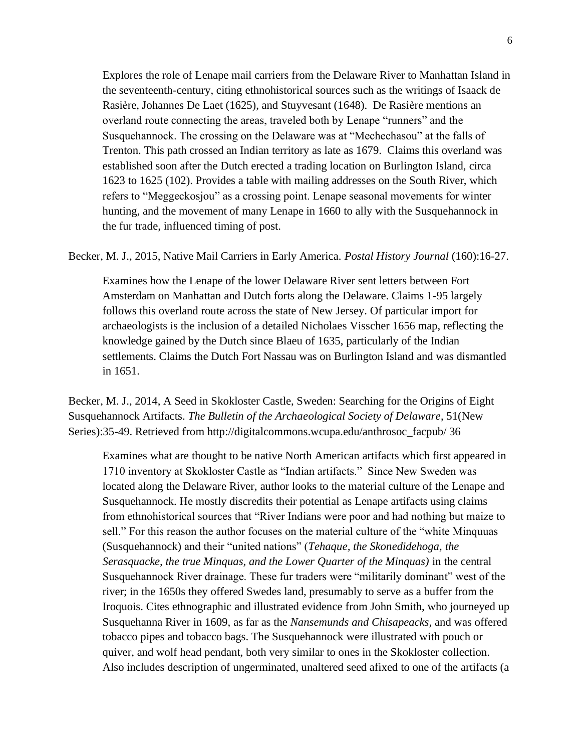Explores the role of Lenape mail carriers from the Delaware River to Manhattan Island in the seventeenth-century, citing ethnohistorical sources such as the writings of Isaack de Rasière, Johannes De Laet (1625), and Stuyvesant (1648). De Rasière mentions an overland route connecting the areas, traveled both by Lenape "runners" and the Susquehannock. The crossing on the Delaware was at "Mechechasou" at the falls of Trenton. This path crossed an Indian territory as late as 1679. Claims this overland was established soon after the Dutch erected a trading location on Burlington Island, circa 1623 to 1625 (102). Provides a table with mailing addresses on the South River, which refers to "Meggeckosjou" as a crossing point. Lenape seasonal movements for winter hunting, and the movement of many Lenape in 1660 to ally with the Susquehannock in the fur trade, influenced timing of post.

Becker, M. J., 2015, Native Mail Carriers in Early America. *Postal History Journal* (160):16-27.

Examines how the Lenape of the lower Delaware River sent letters between Fort Amsterdam on Manhattan and Dutch forts along the Delaware. Claims 1-95 largely follows this overland route across the state of New Jersey. Of particular import for archaeologists is the inclusion of a detailed Nicholaes Visscher 1656 map, reflecting the knowledge gained by the Dutch since Blaeu of 1635, particularly of the Indian settlements. Claims the Dutch Fort Nassau was on Burlington Island and was dismantled in 1651.

Becker, M. J., 2014, A Seed in Skokloster Castle, Sweden: Searching for the Origins of Eight Susquehannock Artifacts. *The Bulletin of the Archaeological Society of Delaware*, 51(New Series):35-49. Retrieved from http://digitalcommons.wcupa.edu/anthrosoc_facpub/ 36

Examines what are thought to be native North American artifacts which first appeared in 1710 inventory at Skokloster Castle as "Indian artifacts." Since New Sweden was located along the Delaware River, author looks to the material culture of the Lenape and Susquehannock. He mostly discredits their potential as Lenape artifacts using claims from ethnohistorical sources that "River Indians were poor and had nothing but maize to sell." For this reason the author focuses on the material culture of the "white Minquuas (Susquehannock) and their "united nations" (*Tehaque, the Skonedidehoga, the Serasquacke, the true Minquas, and the Lower Quarter of the Minquas)* in the central Susquehannock River drainage. These fur traders were "militarily dominant" west of the river; in the 1650s they offered Swedes land, presumably to serve as a buffer from the Iroquois. Cites ethnographic and illustrated evidence from John Smith, who journeyed up Susquehanna River in 1609, as far as the *Nansemunds and Chisapeacks*, and was offered tobacco pipes and tobacco bags. The Susquehannock were illustrated with pouch or quiver, and wolf head pendant, both very similar to ones in the Skokloster collection. Also includes description of ungerminated, unaltered seed afixed to one of the artifacts (a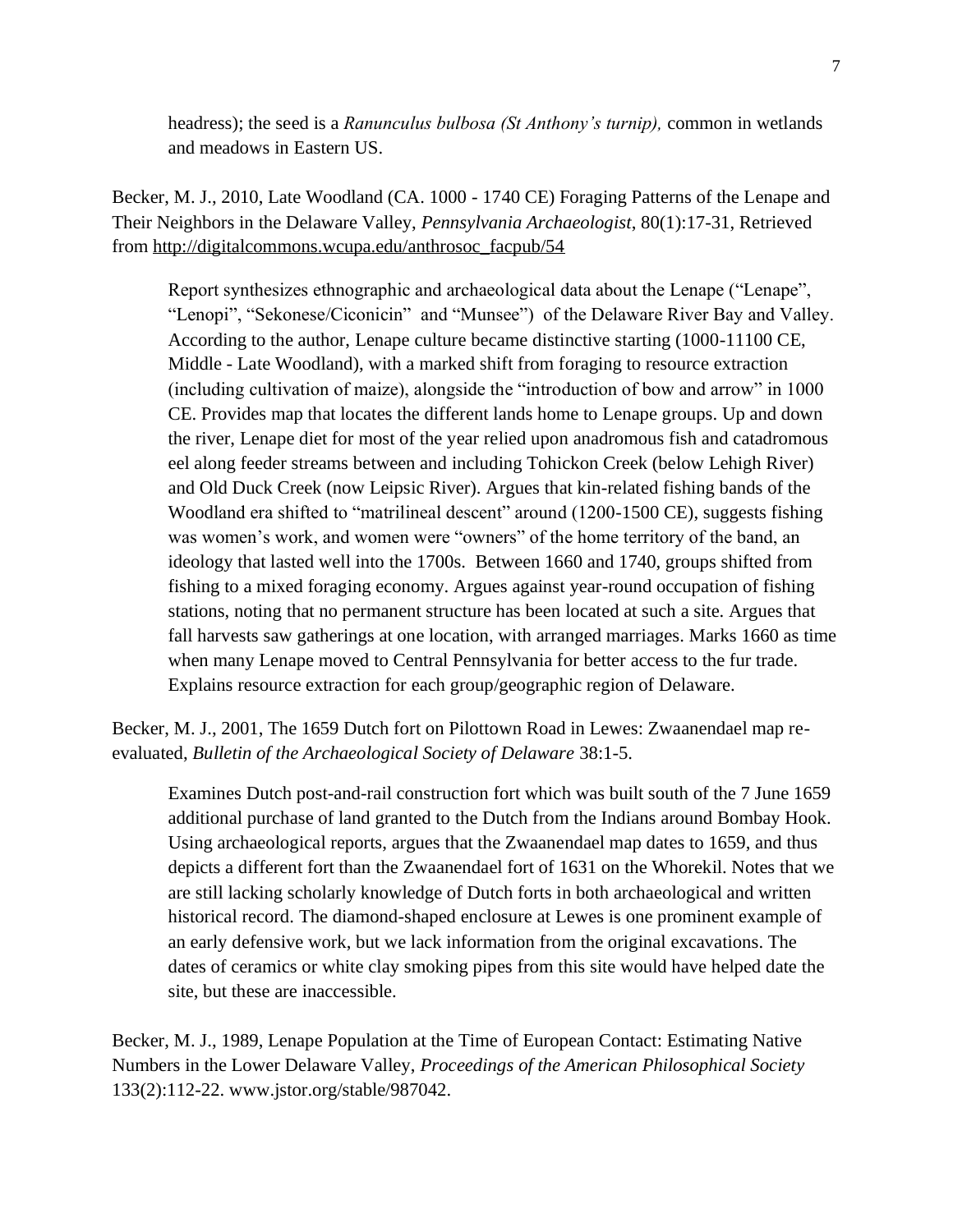headress); the seed is a *Ranunculus bulbosa (St Anthony's turnip),* common in wetlands and meadows in Eastern US.

Becker, M. J., 2010, Late Woodland (CA. 1000 - 1740 CE) Foraging Patterns of the Lenape and Their Neighbors in the Delaware Valley, *Pennsylvania Archaeologist*, 80(1):17-31, Retrieved from http://digitalcommons.wcupa.edu/anthrosoc_facpub/54

> Report synthesizes ethnographic and archaeological data about the Lenape ("Lenape", "Lenopi", "Sekonese/Ciconicin" and "Munsee") of the Delaware River Bay and Valley. According to the author, Lenape culture became distinctive starting (1000-11100 CE, Middle - Late Woodland), with a marked shift from foraging to resource extraction (including cultivation of maize), alongside the "introduction of bow and arrow" in 1000 CE. Provides map that locates the different lands home to Lenape groups. Up and down the river, Lenape diet for most of the year relied upon anadromous fish and catadromous eel along feeder streams between and including Tohickon Creek (below Lehigh River) and Old Duck Creek (now Leipsic River). Argues that kin-related fishing bands of the Woodland era shifted to "matrilineal descent" around (1200-1500 CE), suggests fishing was women's work, and women were "owners" of the home territory of the band, an ideology that lasted well into the 1700s. Between 1660 and 1740, groups shifted from fishing to a mixed foraging economy. Argues against year-round occupation of fishing stations, noting that no permanent structure has been located at such a site. Argues that fall harvests saw gatherings at one location, with arranged marriages. Marks 1660 as time when many Lenape moved to Central Pennsylvania for better access to the fur trade. Explains resource extraction for each group/geographic region of Delaware.

Becker, M. J., 2001, The 1659 Dutch fort on Pilottown Road in Lewes: Zwaanendael map re-evaluated, *Bulletin of the Archaeological Society of Delaware* 38:1-5.

> Examines Dutch post-and-rail construction fort which was built south of the 7 June 1659 additional purchase of land granted to the Dutch from the Indians around Bombay Hook. Using archaeological reports, argues that the Zwaanendael map dates to 1659, and thus depicts a different fort than the Zwaanendael fort of 1631 on the Whorekil. Notes that we are still lacking scholarly knowledge of Dutch forts in both archaeological and written historical record. The diamond-shaped enclosure at Lewes is one prominent example of an early defensive work, but we lack information from the original excavations. The dates of ceramics or white clay smoking pipes from this site would have helped date the site, but these are inaccessible.

Becker, M. J., 1989, Lenape Population at the Time of European Contact: Estimating Native Numbers in the Lower Delaware Valley, *Proceedings of the American Philosophical Society* 133(2):112-22. www.jstor.org/stable/987042.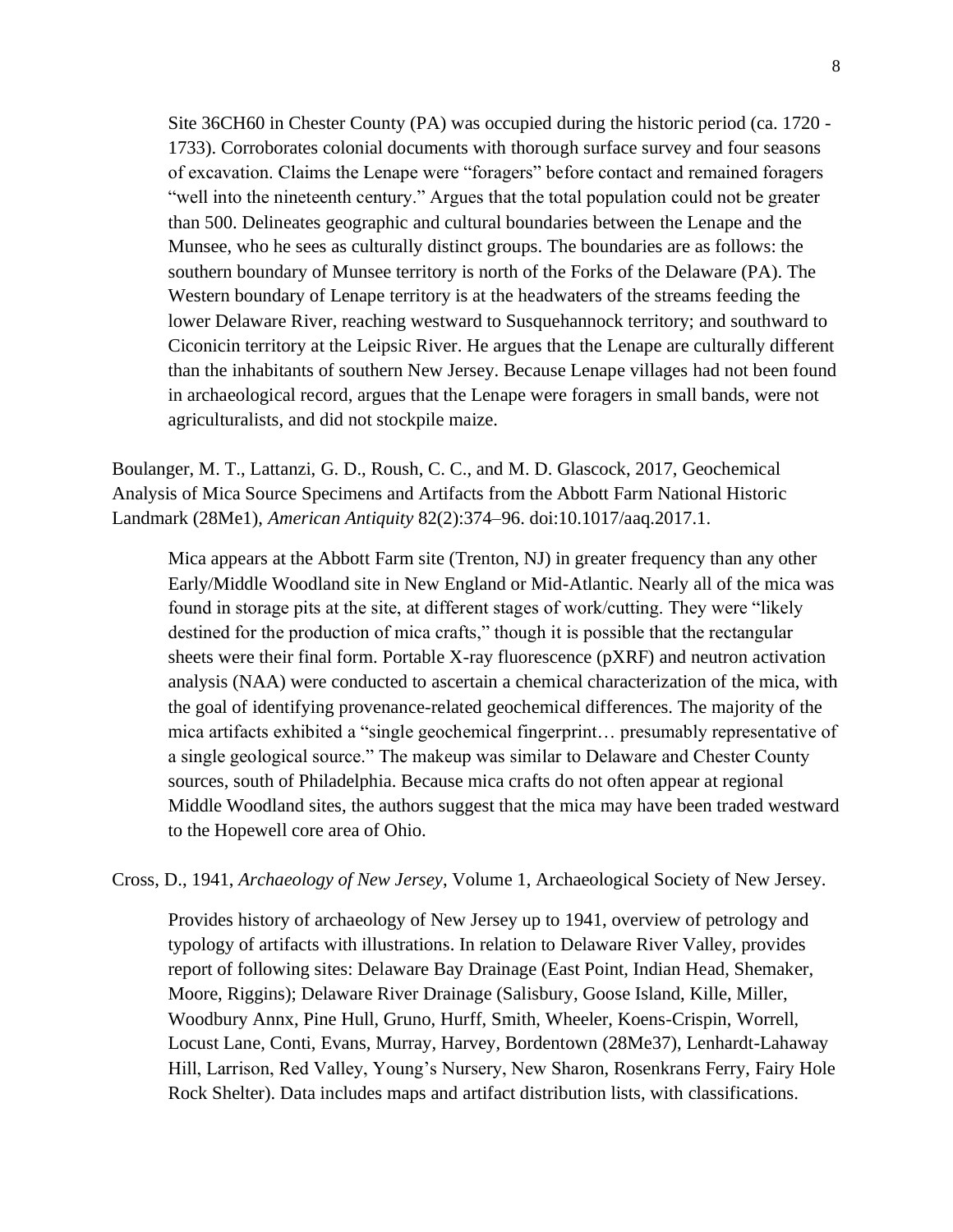Site 36CH60 in Chester County (PA) was occupied during the historic period (ca. 1720 - 1733). Corroborates colonial documents with thorough surface survey and four seasons of excavation. Claims the Lenape were "foragers" before contact and remained foragers "well into the nineteenth century." Argues that the total population could not be greater than 500. Delineates geographic and cultural boundaries between the Lenape and the Munsee, who he sees as culturally distinct groups. The boundaries are as follows: the southern boundary of Munsee territory is north of the Forks of the Delaware (PA). The Western boundary of Lenape territory is at the headwaters of the streams feeding the lower Delaware River, reaching westward to Susquehannock territory; and southward to Ciconicin territory at the Leipsic River. He argues that the Lenape are culturally different than the inhabitants of southern New Jersey. Because Lenape villages had not been found in archaeological record, argues that the Lenape were foragers in small bands, were not agriculturalists, and did not stockpile maize.

Boulanger, M. T., Lattanzi, G. D., Roush, C. C., and M. D. Glascock, 2017, Geochemical Analysis of Mica Source Specimens and Artifacts from the Abbott Farm National Historic Landmark (28Me1), *American Antiquity* 82(2):374–96. doi:10.1017/aaq.2017.1.

Mica appears at the Abbott Farm site (Trenton, NJ) in greater frequency than any other Early/Middle Woodland site in New England or Mid-Atlantic. Nearly all of the mica was found in storage pits at the site, at different stages of work/cutting. They were "likely destined for the production of mica crafts," though it is possible that the rectangular sheets were their final form. Portable X-ray fluorescence (pXRF) and neutron activation analysis (NAA) were conducted to ascertain a chemical characterization of the mica, with the goal of identifying provenance-related geochemical differences. The majority of the mica artifacts exhibited a "single geochemical fingerprint… presumably representative of a single geological source." The makeup was similar to Delaware and Chester County sources, south of Philadelphia. Because mica crafts do not often appear at regional Middle Woodland sites, the authors suggest that the mica may have been traded westward to the Hopewell core area of Ohio.

Cross, D., 1941, *Archaeology of New Jersey*, Volume 1, Archaeological Society of New Jersey.

Provides history of archaeology of New Jersey up to 1941, overview of petrology and typology of artifacts with illustrations. In relation to Delaware River Valley, provides report of following sites: Delaware Bay Drainage (East Point, Indian Head, Shemaker, Moore, Riggins); Delaware River Drainage (Salisbury, Goose Island, Kille, Miller, Woodbury Annx, Pine Hull, Gruno, Hurff, Smith, Wheeler, Koens-Crispin, Worrell, Locust Lane, Conti, Evans, Murray, Harvey, Bordentown (28Me37), Lenhardt-Lahaway Hill, Larrison, Red Valley, Young's Nursery, New Sharon, Rosenkrans Ferry, Fairy Hole Rock Shelter). Data includes maps and artifact distribution lists, with classifications.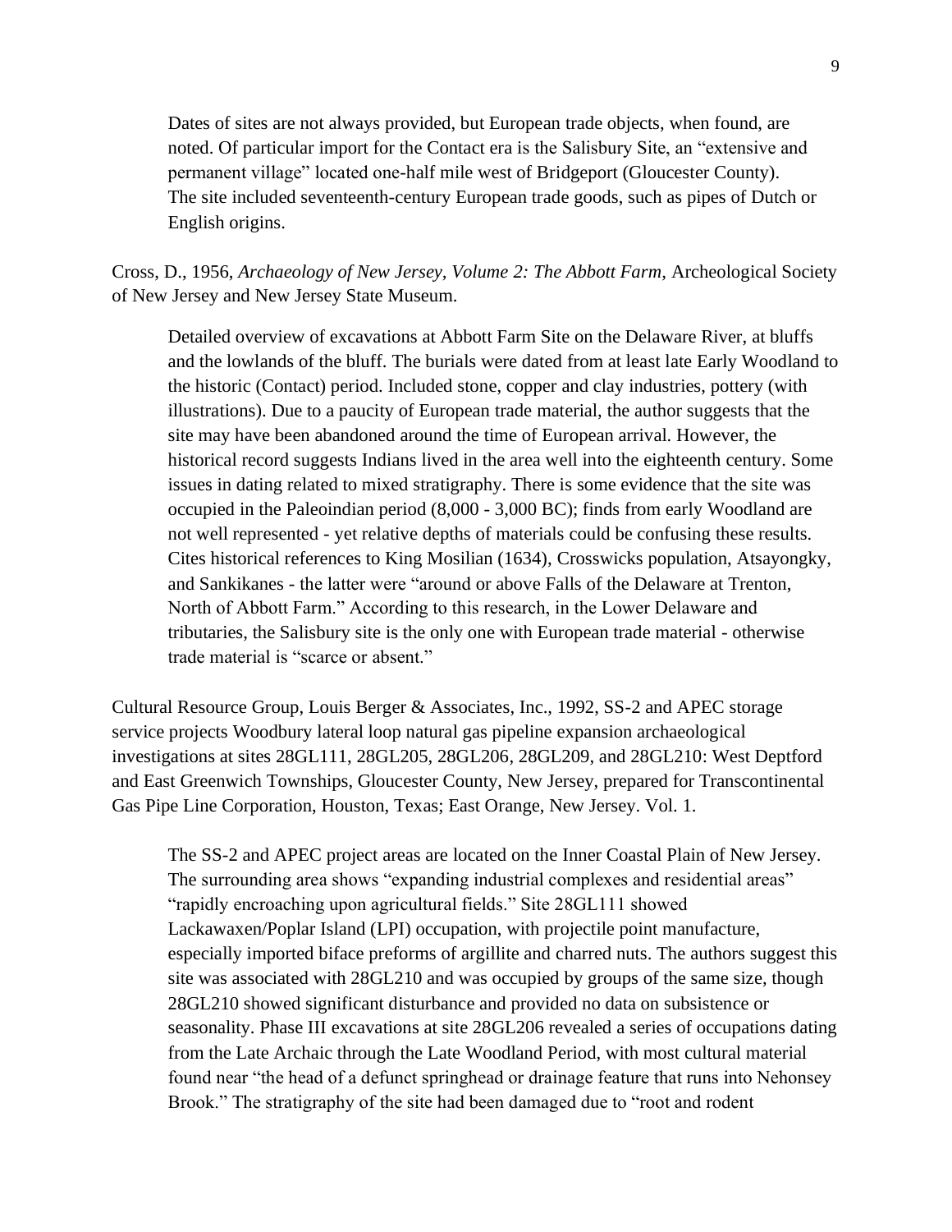Dates of sites are not always provided, but European trade objects, when found, are noted. Of particular import for the Contact era is the Salisbury Site, an "extensive and permanent village" located one-half mile west of Bridgeport (Gloucester County). The site included seventeenth-century European trade goods, such as pipes of Dutch or English origins.

Cross, D., 1956, *Archaeology of New Jersey, Volume 2: The Abbott Farm*, Archeological Society of New Jersey and New Jersey State Museum.

Detailed overview of excavations at Abbott Farm Site on the Delaware River, at bluffs and the lowlands of the bluff. The burials were dated from at least late Early Woodland to the historic (Contact) period. Included stone, copper and clay industries, pottery (with illustrations). Due to a paucity of European trade material, the author suggests that the site may have been abandoned around the time of European arrival. However, the historical record suggests Indians lived in the area well into the eighteenth century. Some issues in dating related to mixed stratigraphy. There is some evidence that the site was occupied in the Paleoindian period (8,000 - 3,000 BC); finds from early Woodland are not well represented - yet relative depths of materials could be confusing these results. Cites historical references to King Mosilian (1634), Crosswicks population, Atsayongky, and Sankikanes - the latter were "around or above Falls of the Delaware at Trenton, North of Abbott Farm." According to this research, in the Lower Delaware and tributaries, the Salisbury site is the only one with European trade material - otherwise trade material is "scarce or absent."

Cultural Resource Group, Louis Berger & Associates, Inc., 1992, SS-2 and APEC storage service projects Woodbury lateral loop natural gas pipeline expansion archaeological investigations at sites 28GL111, 28GL205, 28GL206, 28GL209, and 28GL210: West Deptford and East Greenwich Townships, Gloucester County, New Jersey, prepared for Transcontinental Gas Pipe Line Corporation, Houston, Texas; East Orange, New Jersey. Vol. 1.

The SS-2 and APEC project areas are located on the Inner Coastal Plain of New Jersey. The surrounding area shows "expanding industrial complexes and residential areas" "rapidly encroaching upon agricultural fields." Site 28GL111 showed Lackawaxen/Poplar Island (LPI) occupation, with projectile point manufacture, especially imported biface preforms of argillite and charred nuts. The authors suggest this site was associated with 28GL210 and was occupied by groups of the same size, though 28GL210 showed significant disturbance and provided no data on subsistence or seasonality. Phase III excavations at site 28GL206 revealed a series of occupations dating from the Late Archaic through the Late Woodland Period, with most cultural material found near "the head of a defunct springhead or drainage feature that runs into Nehonsey Brook." The stratigraphy of the site had been damaged due to "root and rodent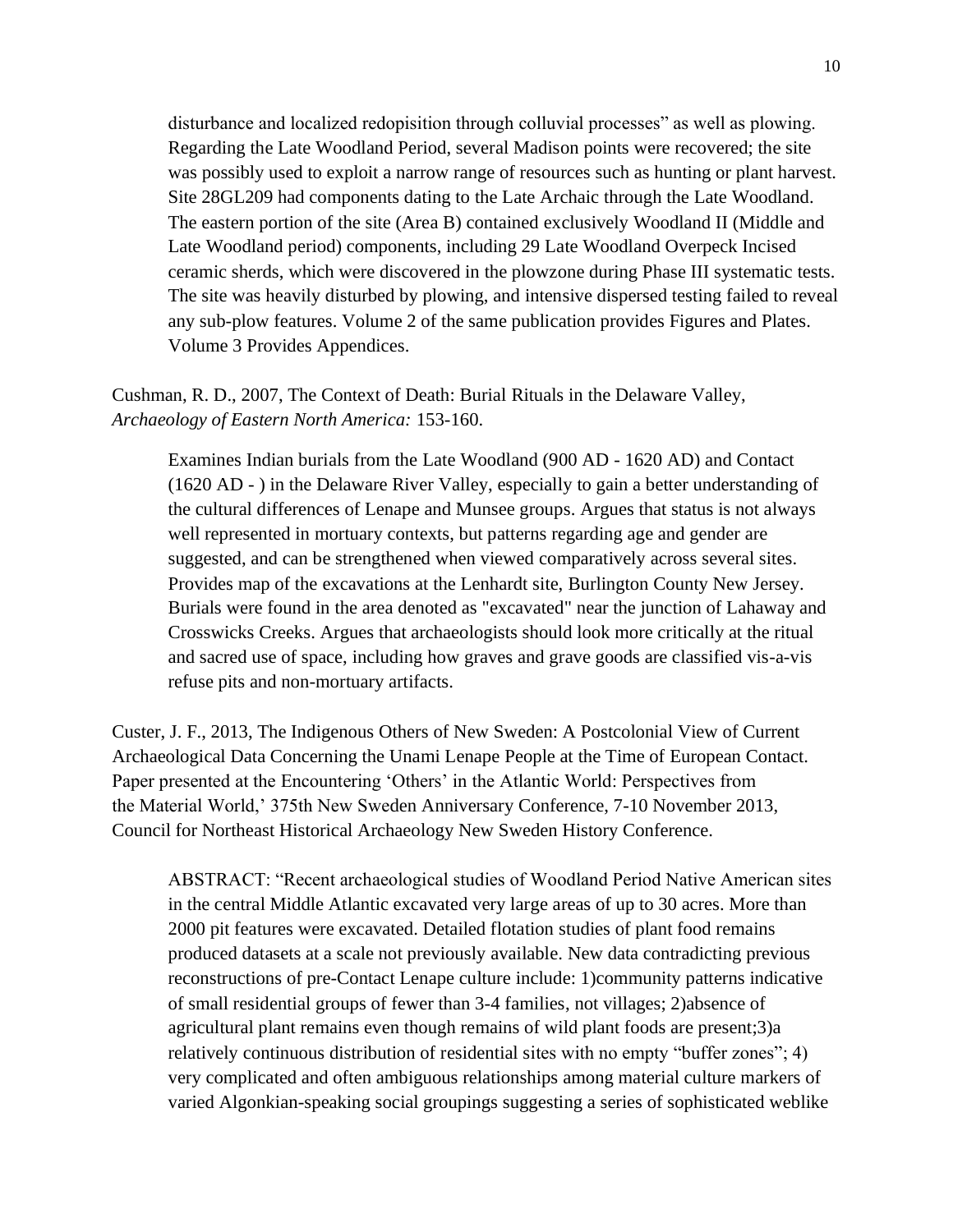disturbance and localized redopisition through colluvial processes" as well as plowing. Regarding the Late Woodland Period, several Madison points were recovered; the site was possibly used to exploit a narrow range of resources such as hunting or plant harvest. Site 28GL209 had components dating to the Late Archaic through the Late Woodland. The eastern portion of the site (Area B) contained exclusively Woodland II (Middle and Late Woodland period) components, including 29 Late Woodland Overpeck Incised ceramic sherds, which were discovered in the plowzone during Phase III systematic tests. The site was heavily disturbed by plowing, and intensive dispersed testing failed to reveal any sub-plow features. Volume 2 of the same publication provides Figures and Plates. Volume 3 Provides Appendices.

Cushman, R. D., 2007, The Context of Death: Burial Rituals in the Delaware Valley, *Archaeology of Eastern North America:* 153-160.

Examines Indian burials from the Late Woodland (900 AD - 1620 AD) and Contact (1620 AD - ) in the Delaware River Valley, especially to gain a better understanding of the cultural differences of Lenape and Munsee groups. Argues that status is not always well represented in mortuary contexts, but patterns regarding age and gender are suggested, and can be strengthened when viewed comparatively across several sites. Provides map of the excavations at the Lenhardt site, Burlington County New Jersey. Burials were found in the area denoted as "excavated" near the junction of Lahaway and Crosswicks Creeks. Argues that archaeologists should look more critically at the ritual and sacred use of space, including how graves and grave goods are classified vis-a-vis refuse pits and non-mortuary artifacts.

Custer, J. F., 2013, The Indigenous Others of New Sweden: A Postcolonial View of Current Archaeological Data Concerning the Unami Lenape People at the Time of European Contact. Paper presented at the Encountering 'Others' in the Atlantic World: Perspectives from the Material World,' 375th New Sweden Anniversary Conference, 7-10 November 2013, Council for Northeast Historical Archaeology New Sweden History Conference.

ABSTRACT: "Recent archaeological studies of Woodland Period Native American sites in the central Middle Atlantic excavated very large areas of up to 30 acres. More than 2000 pit features were excavated. Detailed flotation studies of plant food remains produced datasets at a scale not previously available. New data contradicting previous reconstructions of pre-Contact Lenape culture include: 1)community patterns indicative of small residential groups of fewer than 3-4 families, not villages; 2)absence of agricultural plant remains even though remains of wild plant foods are present;3)a relatively continuous distribution of residential sites with no empty "buffer zones"; 4) very complicated and often ambiguous relationships among material culture markers of varied Algonkian-speaking social groupings suggesting a series of sophisticated weblike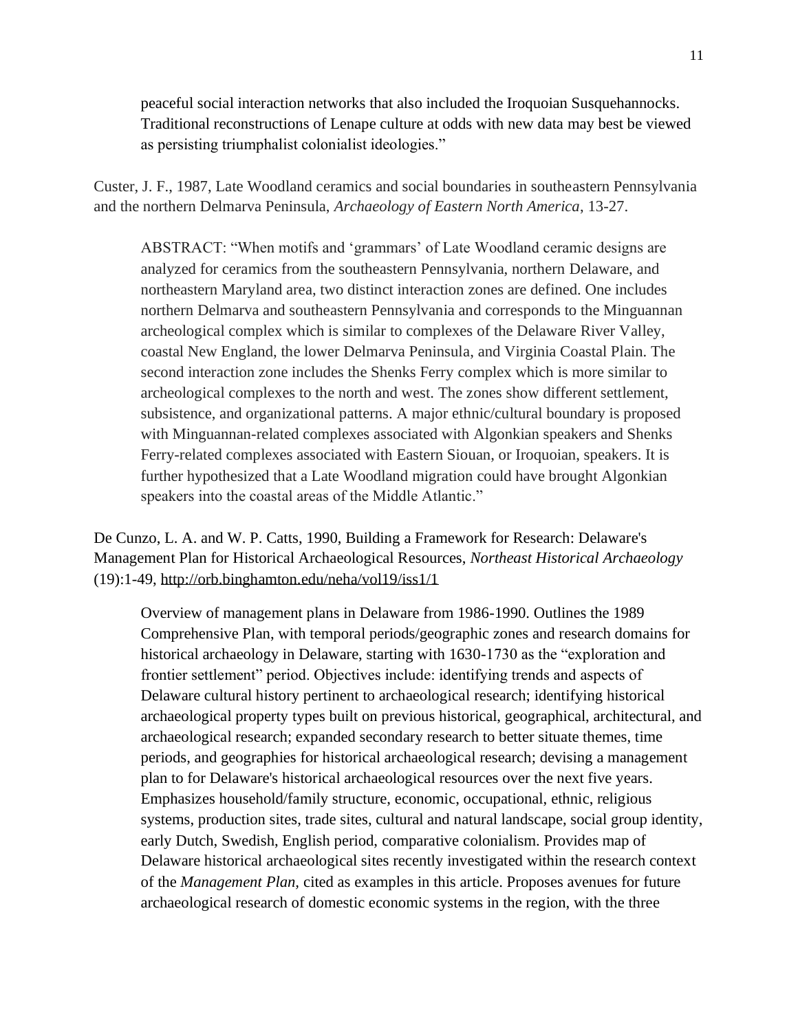peaceful social interaction networks that also included the Iroquoian Susquehannocks. Traditional reconstructions of Lenape culture at odds with new data may best be viewed as persisting triumphalist colonialist ideologies."

Custer, J. F., 1987, Late Woodland ceramics and social boundaries in southeastern Pennsylvania and the northern Delmarva Peninsula, *Archaeology of Eastern North America*, 13-27.

> ABSTRACT: "When motifs and 'grammars' of Late Woodland ceramic designs are analyzed for ceramics from the southeastern Pennsylvania, northern Delaware, and northeastern Maryland area, two distinct interaction zones are defined. One includes northern Delmarva and southeastern Pennsylvania and corresponds to the Minguannan archeological complex which is similar to complexes of the Delaware River Valley, coastal New England, the lower Delmarva Peninsula, and Virginia Coastal Plain. The second interaction zone includes the Shenks Ferry complex which is more similar to archeological complexes to the north and west. The zones show different settlement, subsistence, and organizational patterns. A major ethnic/cultural boundary is proposed with Minguannan-related complexes associated with Algonkian speakers and Shenks Ferry-related complexes associated with Eastern Siouan, or Iroquoian, speakers. It is further hypothesized that a Late Woodland migration could have brought Algonkian speakers into the coastal areas of the Middle Atlantic."

De Cunzo, L. A. and W. P. Catts, 1990, Building a Framework for Research: Delaware's Management Plan for Historical Archaeological Resources, *Northeast Historical Archaeology* (19):1-49, http://orb.binghamton.edu/neha/vol19/iss1/1

> Overview of management plans in Delaware from 1986-1990. Outlines the 1989 Comprehensive Plan, with temporal periods/geographic zones and research domains for historical archaeology in Delaware, starting with 1630-1730 as the "exploration and frontier settlement" period. Objectives include: identifying trends and aspects of Delaware cultural history pertinent to archaeological research; identifying historical archaeological property types built on previous historical, geographical, architectural, and archaeological research; expanded secondary research to better situate themes, time periods, and geographies for historical archaeological research; devising a management plan to for Delaware's historical archaeological resources over the next five years. Emphasizes household/family structure, economic, occupational, ethnic, religious systems, production sites, trade sites, cultural and natural landscape, social group identity, early Dutch, Swedish, English period, comparative colonialism. Provides map of Delaware historical archaeological sites recently investigated within the research context of the *Management Plan*, cited as examples in this article. Proposes avenues for future archaeological research of domestic economic systems in the region, with the three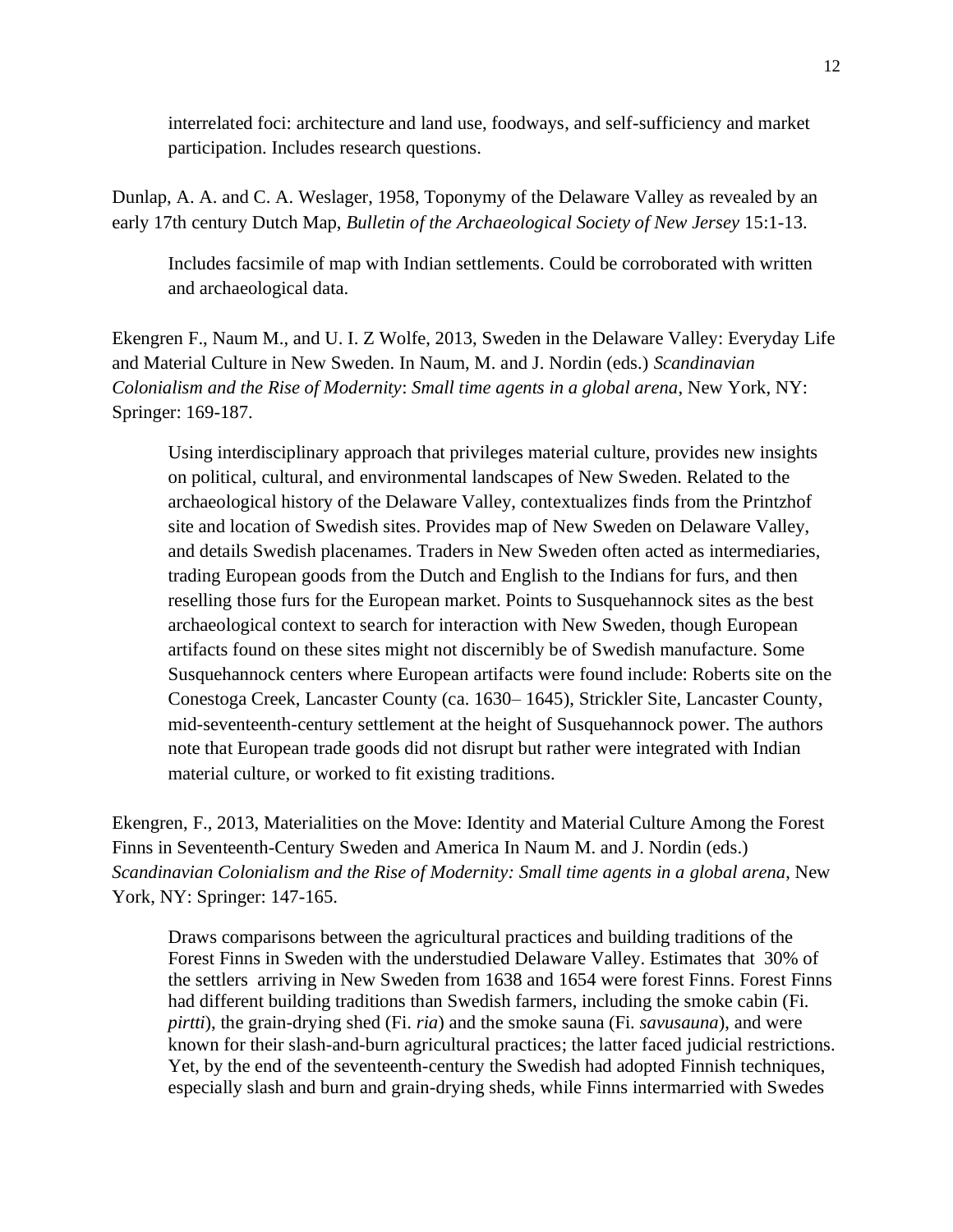interrelated foci: architecture and land use, foodways, and self-sufficiency and market participation. Includes research questions.

Dunlap, A. A. and C. A. Weslager, 1958, Toponymy of the Delaware Valley as revealed by an early 17th century Dutch Map, *Bulletin of the Archaeological Society of New Jersey* 15:1-13.

> Includes facsimile of map with Indian settlements. Could be corroborated with written and archaeological data.

Ekengren F., Naum M., and U. I. Z Wolfe, 2013, Sweden in the Delaware Valley: Everyday Life and Material Culture in New Sweden. In Naum, M. and J. Nordin (eds.) *Scandinavian Colonialism and the Rise of Modernity*: *Small time agents in a global arena*, New York, NY: Springer: 169-187.

> Using interdisciplinary approach that privileges material culture, provides new insights on political, cultural, and environmental landscapes of New Sweden. Related to the archaeological history of the Delaware Valley, contextualizes finds from the Printzhof site and location of Swedish sites. Provides map of New Sweden on Delaware Valley, and details Swedish placenames. Traders in New Sweden often acted as intermediaries, trading European goods from the Dutch and English to the Indians for furs, and then reselling those furs for the European market. Points to Susquehannock sites as the best archaeological context to search for interaction with New Sweden, though European artifacts found on these sites might not discernibly be of Swedish manufacture. Some Susquehannock centers where European artifacts were found include: Roberts site on the Conestoga Creek, Lancaster County (ca. 1630– 1645), Strickler Site, Lancaster County, mid-seventeenth-century settlement at the height of Susquehannock power. The authors note that European trade goods did not disrupt but rather were integrated with Indian material culture, or worked to fit existing traditions.

Ekengren, F., 2013, Materialities on the Move: Identity and Material Culture Among the Forest Finns in Seventeenth-Century Sweden and America In Naum M. and J. Nordin (eds.) *Scandinavian Colonialism and the Rise of Modernity: Small time agents in a global arena*, New York, NY: Springer: 147-165.

> Draws comparisons between the agricultural practices and building traditions of the Forest Finns in Sweden with the understudied Delaware Valley. Estimates that 30% of the settlers arriving in New Sweden from 1638 and 1654 were forest Finns. Forest Finns had different building traditions than Swedish farmers, including the smoke cabin (Fi. *pirtti*), the grain-drying shed (Fi. *ria*) and the smoke sauna (Fi. *savusauna*), and were known for their slash-and-burn agricultural practices; the latter faced judicial restrictions. Yet, by the end of the seventeenth-century the Swedish had adopted Finnish techniques, especially slash and burn and grain-drying sheds, while Finns intermarried with Swedes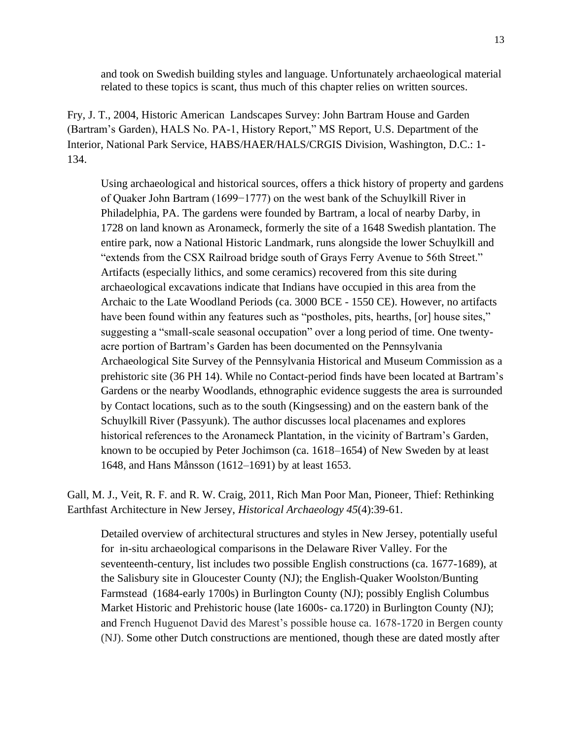and took on Swedish building styles and language. Unfortunately archaeological material related to these topics is scant, thus much of this chapter relies on written sources.

Fry, J. T., 2004, Historic American Landscapes Survey: John Bartram House and Garden (Bartram's Garden), HALS No. PA-1, History Report," MS Report, U.S. Department of the Interior, National Park Service, HABS/HAER/HALS/CRGIS Division, Washington, D.C.: 1-134.

Using archaeological and historical sources, offers a thick history of property and gardens of Quaker John Bartram (1699−1777) on the west bank of the Schuylkill River in Philadelphia, PA. The gardens were founded by Bartram, a local of nearby Darby, in 1728 on land known as Aronameck, formerly the site of a 1648 Swedish plantation. The entire park, now a National Historic Landmark, runs alongside the lower Schuylkill and "extends from the CSX Railroad bridge south of Grays Ferry Avenue to 56th Street." Artifacts (especially lithics, and some ceramics) recovered from this site during archaeological excavations indicate that Indians have occupied in this area from the Archaic to the Late Woodland Periods (ca. 3000 BCE - 1550 CE). However, no artifacts have been found within any features such as "postholes, pits, hearths, [or] house sites," suggesting a "small-scale seasonal occupation" over a long period of time. One twenty-acre portion of Bartram's Garden has been documented on the Pennsylvania Archaeological Site Survey of the Pennsylvania Historical and Museum Commission as a prehistoric site (36 PH 14). While no Contact-period finds have been located at Bartram's Gardens or the nearby Woodlands, ethnographic evidence suggests the area is surrounded by Contact locations, such as to the south (Kingsessing) and on the eastern bank of the Schuylkill River (Passyunk). The author discusses local placenames and explores historical references to the Aronameck Plantation, in the vicinity of Bartram's Garden, known to be occupied by Peter Jochimson (ca. 1618–1654) of New Sweden by at least 1648, and Hans Månsson (1612–1691) by at least 1653.

Gall, M. J., Veit, R. F. and R. W. Craig, 2011, Rich Man Poor Man, Pioneer, Thief: Rethinking Earthfast Architecture in New Jersey, *Historical Archaeology 45*(4):39-61.

Detailed overview of architectural structures and styles in New Jersey, potentially useful for in-situ archaeological comparisons in the Delaware River Valley. For the seventeenth-century, list includes two possible English constructions (ca. 1677-1689), at the Salisbury site in Gloucester County (NJ); the English-Quaker Woolston/Bunting Farmstead (1684-early 1700s) in Burlington County (NJ); possibly English Columbus Market Historic and Prehistoric house (late 1600s- ca.1720) in Burlington County (NJ); and French Huguenot David des Marest's possible house ca. 1678-1720 in Bergen county (NJ). Some other Dutch constructions are mentioned, though these are dated mostly after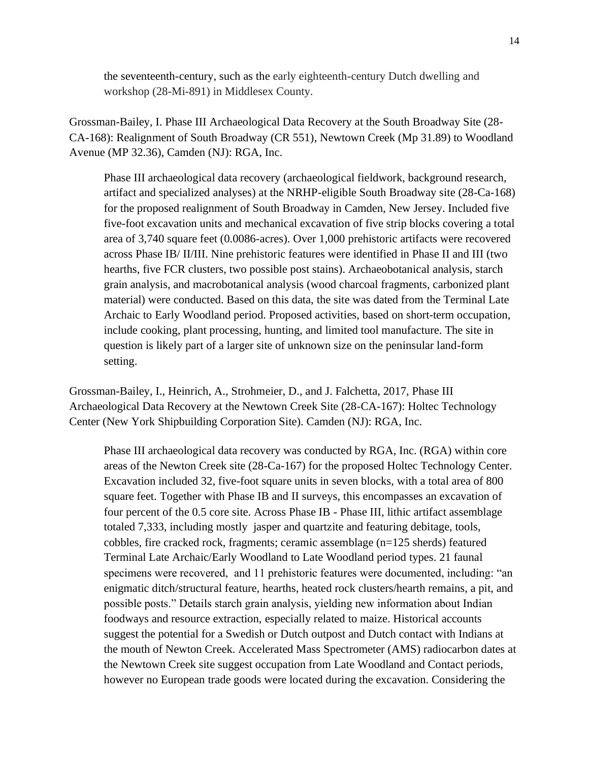the seventeenth-century, such as the early eighteenth-century Dutch dwelling and workshop (28-Mi-891) in Middlesex County.

Grossman-Bailey, I. Phase III Archaeological Data Recovery at the South Broadway Site (28-CA-168): Realignment of South Broadway (CR 551), Newtown Creek (Mp 31.89) to Woodland Avenue (MP 32.36), Camden (NJ): RGA, Inc.

> Phase III archaeological data recovery (archaeological fieldwork, background research, artifact and specialized analyses) at the NRHP-eligible South Broadway site (28-Ca-168) for the proposed realignment of South Broadway in Camden, New Jersey. Included five five-foot excavation units and mechanical excavation of five strip blocks covering a total area of 3,740 square feet (0.0086-acres). Over 1,000 prehistoric artifacts were recovered across Phase IB/ II/III. Nine prehistoric features were identified in Phase II and III (two hearths, five FCR clusters, two possible post stains). Archaeobotanical analysis, starch grain analysis, and macrobotanical analysis (wood charcoal fragments, carbonized plant material) were conducted. Based on this data, the site was dated from the Terminal Late Archaic to Early Woodland period. Proposed activities, based on short-term occupation, include cooking, plant processing, hunting, and limited tool manufacture. The site in question is likely part of a larger site of unknown size on the peninsular land-form setting.

Grossman-Bailey, I., Heinrich, A., Strohmeier, D., and J. Falchetta, 2017, Phase III Archaeological Data Recovery at the Newtown Creek Site (28-CA-167): Holtec Technology Center (New York Shipbuilding Corporation Site). Camden (NJ): RGA, Inc.

> Phase III archaeological data recovery was conducted by RGA, Inc. (RGA) within core areas of the Newton Creek site (28-Ca-167) for the proposed Holtec Technology Center. Excavation included 32, five-foot square units in seven blocks, with a total area of 800 square feet. Together with Phase IB and II surveys, this encompasses an excavation of four percent of the 0.5 core site. Across Phase IB - Phase III, lithic artifact assemblage totaled 7,333, including mostly jasper and quartzite and featuring debitage, tools, cobbles, fire cracked rock, fragments; ceramic assemblage (n=125 sherds) featured Terminal Late Archaic/Early Woodland to Late Woodland period types. 21 faunal specimens were recovered, and 11 prehistoric features were documented, including: "an enigmatic ditch/structural feature, hearths, heated rock clusters/hearth remains, a pit, and possible posts." Details starch grain analysis, yielding new information about Indian foodways and resource extraction, especially related to maize. Historical accounts suggest the potential for a Swedish or Dutch outpost and Dutch contact with Indians at the mouth of Newton Creek. Accelerated Mass Spectrometer (AMS) radiocarbon dates at the Newtown Creek site suggest occupation from Late Woodland and Contact periods, however no European trade goods were located during the excavation. Considering the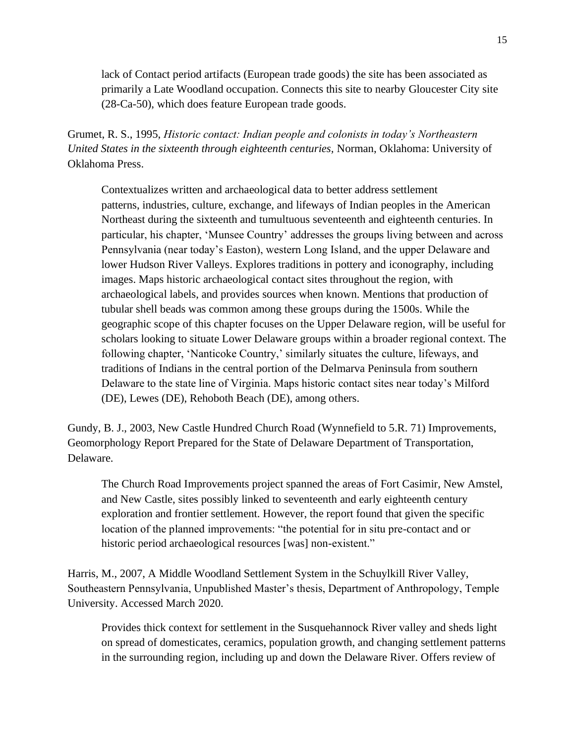lack of Contact period artifacts (European trade goods) the site has been associated as primarily a Late Woodland occupation. Connects this site to nearby Gloucester City site (28-Ca-50), which does feature European trade goods.

Grumet, R. S., 1995, *Historic contact: Indian people and colonists in today's Northeastern United States in the sixteenth through eighteenth centuries*, Norman, Oklahoma: University of Oklahoma Press.

> Contextualizes written and archaeological data to better address settlement patterns, industries, culture, exchange, and lifeways of Indian peoples in the American Northeast during the sixteenth and tumultuous seventeenth and eighteenth centuries. In particular, his chapter, 'Munsee Country' addresses the groups living between and across Pennsylvania (near today's Easton), western Long Island, and the upper Delaware and lower Hudson River Valleys. Explores traditions in pottery and iconography, including images. Maps historic archaeological contact sites throughout the region, with archaeological labels, and provides sources when known. Mentions that production of tubular shell beads was common among these groups during the 1500s. While the geographic scope of this chapter focuses on the Upper Delaware region, will be useful for scholars looking to situate Lower Delaware groups within a broader regional context. The following chapter, 'Nanticoke Country,' similarly situates the culture, lifeways, and traditions of Indians in the central portion of the Delmarva Peninsula from southern Delaware to the state line of Virginia. Maps historic contact sites near today's Milford (DE), Lewes (DE), Rehoboth Beach (DE), among others.

Gundy, B. J., 2003, New Castle Hundred Church Road (Wynnefield to 5.R. 71) Improvements, Geomorphology Report Prepared for the State of Delaware Department of Transportation, Delaware.

> The Church Road Improvements project spanned the areas of Fort Casimir, New Amstel, and New Castle, sites possibly linked to seventeenth and early eighteenth century exploration and frontier settlement. However, the report found that given the specific location of the planned improvements: "the potential for in situ pre-contact and or historic period archaeological resources [was] non-existent."

Harris, M., 2007, A Middle Woodland Settlement System in the Schuylkill River Valley, Southeastern Pennsylvania, Unpublished Master's thesis, Department of Anthropology, Temple University. Accessed March 2020.

> Provides thick context for settlement in the Susquehannock River valley and sheds light on spread of domesticates, ceramics, population growth, and changing settlement patterns in the surrounding region, including up and down the Delaware River. Offers review of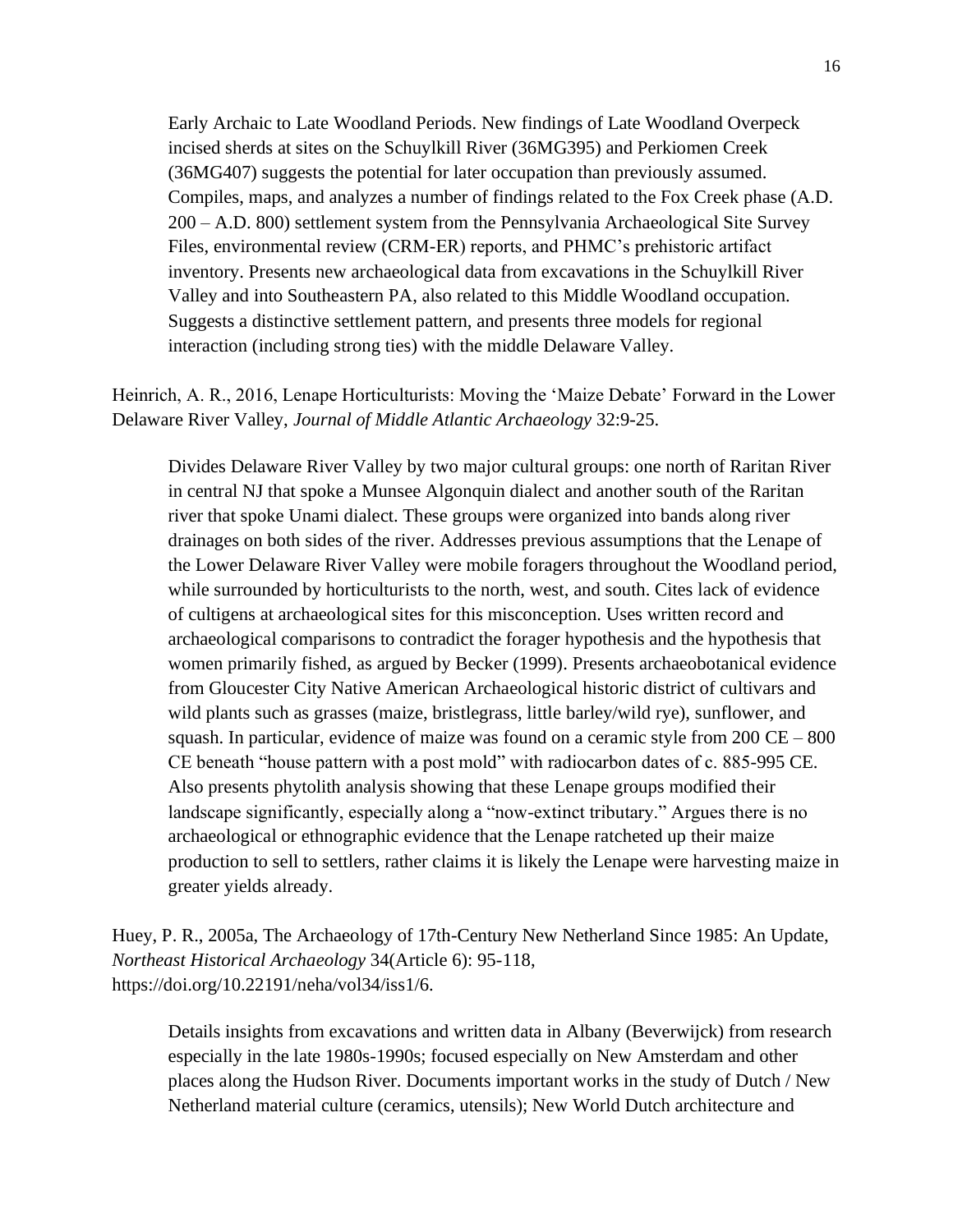Early Archaic to Late Woodland Periods. New findings of Late Woodland Overpeck incised sherds at sites on the Schuylkill River (36MG395) and Perkiomen Creek (36MG407) suggests the potential for later occupation than previously assumed. Compiles, maps, and analyzes a number of findings related to the Fox Creek phase (A.D. 200 – A.D. 800) settlement system from the Pennsylvania Archaeological Site Survey Files, environmental review (CRM-ER) reports, and PHMC's prehistoric artifact inventory. Presents new archaeological data from excavations in the Schuylkill River Valley and into Southeastern PA, also related to this Middle Woodland occupation. Suggests a distinctive settlement pattern, and presents three models for regional interaction (including strong ties) with the middle Delaware Valley.

Heinrich, A. R., 2016, Lenape Horticulturists: Moving the 'Maize Debate' Forward in the Lower Delaware River Valley, *Journal of Middle Atlantic Archaeology* 32:9-25.

> Divides Delaware River Valley by two major cultural groups: one north of Raritan River in central NJ that spoke a Munsee Algonquin dialect and another south of the Raritan river that spoke Unami dialect. These groups were organized into bands along river drainages on both sides of the river. Addresses previous assumptions that the Lenape of the Lower Delaware River Valley were mobile foragers throughout the Woodland period, while surrounded by horticulturists to the north, west, and south. Cites lack of evidence of cultigens at archaeological sites for this misconception. Uses written record and archaeological comparisons to contradict the forager hypothesis and the hypothesis that women primarily fished, as argued by Becker (1999). Presents archaeobotanical evidence from Gloucester City Native American Archaeological historic district of cultivars and wild plants such as grasses (maize, bristlegrass, little barley/wild rye), sunflower, and squash. In particular, evidence of maize was found on a ceramic style from 200 CE – 800 CE beneath "house pattern with a post mold" with radiocarbon dates of c. 885-995 CE. Also presents phytolith analysis showing that these Lenape groups modified their landscape significantly, especially along a "now-extinct tributary." Argues there is no archaeological or ethnographic evidence that the Lenape ratcheted up their maize production to sell to settlers, rather claims it is likely the Lenape were harvesting maize in greater yields already.

Huey, P. R., 2005a, The Archaeology of 17th-Century New Netherland Since 1985: An Update, *Northeast Historical Archaeology* 34(Article 6): 95-118, https://doi.org/10.22191/neha/vol34/iss1/6.

> Details insights from excavations and written data in Albany (Beverwijck) from research especially in the late 1980s-1990s; focused especially on New Amsterdam and other places along the Hudson River. Documents important works in the study of Dutch / New Netherland material culture (ceramics, utensils); New World Dutch architecture and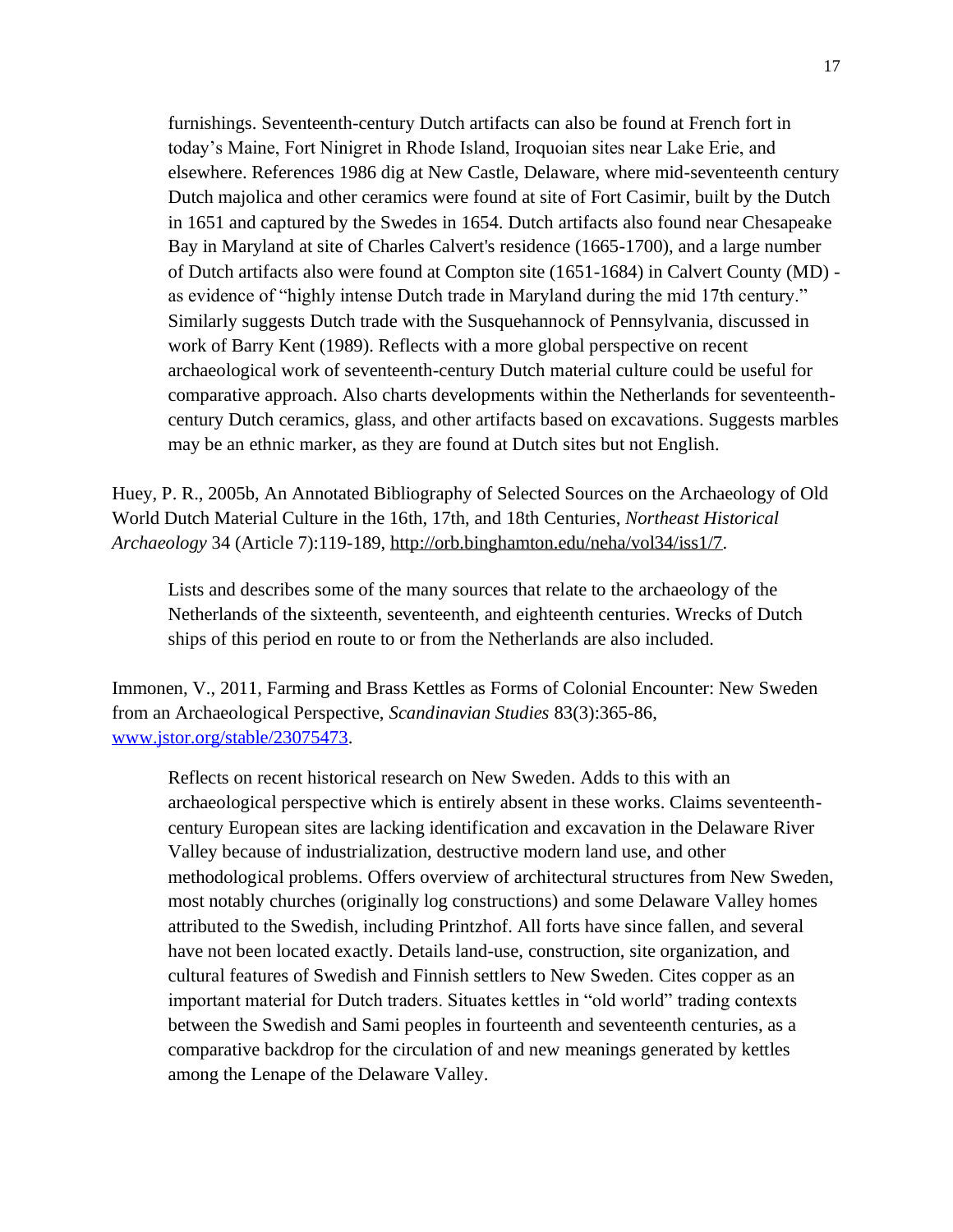furnishings. Seventeenth-century Dutch artifacts can also be found at French fort in today's Maine, Fort Ninigret in Rhode Island, Iroquoian sites near Lake Erie, and elsewhere. References 1986 dig at New Castle, Delaware, where mid-seventeenth century Dutch majolica and other ceramics were found at site of Fort Casimir, built by the Dutch in 1651 and captured by the Swedes in 1654. Dutch artifacts also found near Chesapeake Bay in Maryland at site of Charles Calvert's residence (1665-1700), and a large number of Dutch artifacts also were found at Compton site (1651-1684) in Calvert County (MD) - as evidence of "highly intense Dutch trade in Maryland during the mid 17th century." Similarly suggests Dutch trade with the Susquehannock of Pennsylvania, discussed in work of Barry Kent (1989). Reflects with a more global perspective on recent archaeological work of seventeenth-century Dutch material culture could be useful for comparative approach. Also charts developments within the Netherlands for seventeenth-century Dutch ceramics, glass, and other artifacts based on excavations. Suggests marbles may be an ethnic marker, as they are found at Dutch sites but not English.

Huey, P. R., 2005b, An Annotated Bibliography of Selected Sources on the Archaeology of Old World Dutch Material Culture in the 16th, 17th, and 18th Centuries, *Northeast Historical Archaeology* 34 (Article 7):119-189, http://orb.binghamton.edu/neha/vol34/iss1/7.

Lists and describes some of the many sources that relate to the archaeology of the Netherlands of the sixteenth, seventeenth, and eighteenth centuries. Wrecks of Dutch ships of this period en route to or from the Netherlands are also included.

Immonen, V., 2011, Farming and Brass Kettles as Forms of Colonial Encounter: New Sweden from an Archaeological Perspective, *Scandinavian Studies* 83(3):365-86, www.jstor.org/stable/23075473.

Reflects on recent historical research on New Sweden. Adds to this with an archaeological perspective which is entirely absent in these works. Claims seventeenth-century European sites are lacking identification and excavation in the Delaware River Valley because of industrialization, destructive modern land use, and other methodological problems. Offers overview of architectural structures from New Sweden, most notably churches (originally log constructions) and some Delaware Valley homes attributed to the Swedish, including Printzhof. All forts have since fallen, and several have not been located exactly. Details land-use, construction, site organization, and cultural features of Swedish and Finnish settlers to New Sweden. Cites copper as an important material for Dutch traders. Situates kettles in "old world" trading contexts between the Swedish and Sami peoples in fourteenth and seventeenth centuries, as a comparative backdrop for the circulation of and new meanings generated by kettles among the Lenape of the Delaware Valley.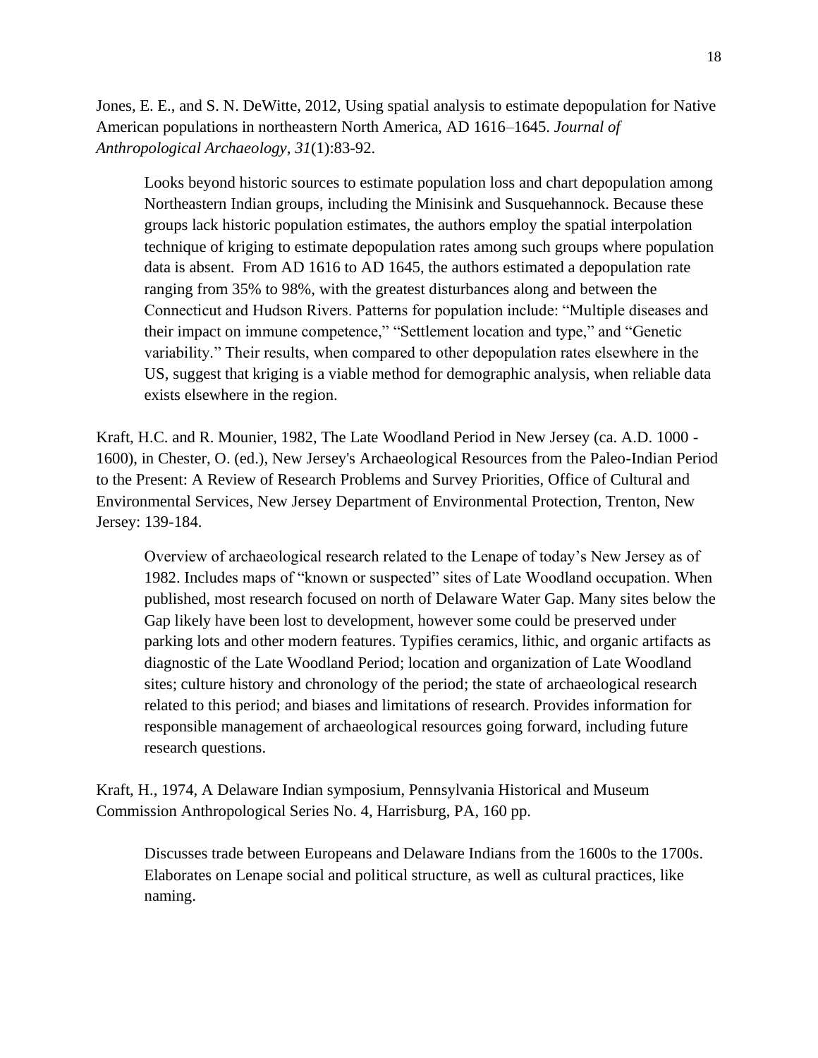Jones, E. E., and S. N. DeWitte, 2012, Using spatial analysis to estimate depopulation for Native American populations in northeastern North America, AD 1616–1645. *Journal of Anthropological Archaeology*, *31*(1):83-92.

> Looks beyond historic sources to estimate population loss and chart depopulation among Northeastern Indian groups, including the Minisink and Susquehannock. Because these groups lack historic population estimates, the authors employ the spatial interpolation technique of kriging to estimate depopulation rates among such groups where population data is absent. From AD 1616 to AD 1645, the authors estimated a depopulation rate ranging from 35% to 98%, with the greatest disturbances along and between the Connecticut and Hudson Rivers. Patterns for population include: "Multiple diseases and their impact on immune competence," "Settlement location and type," and "Genetic variability." Their results, when compared to other depopulation rates elsewhere in the US, suggest that kriging is a viable method for demographic analysis, when reliable data exists elsewhere in the region.

Kraft, H.C. and R. Mounier, 1982, The Late Woodland Period in New Jersey (ca. A.D. 1000 - 1600), in Chester, O. (ed.), New Jersey's Archaeological Resources from the Paleo-Indian Period to the Present: A Review of Research Problems and Survey Priorities, Office of Cultural and Environmental Services, New Jersey Department of Environmental Protection, Trenton, New Jersey: 139-184.

> Overview of archaeological research related to the Lenape of today's New Jersey as of 1982. Includes maps of "known or suspected" sites of Late Woodland occupation. When published, most research focused on north of Delaware Water Gap. Many sites below the Gap likely have been lost to development, however some could be preserved under parking lots and other modern features. Typifies ceramics, lithic, and organic artifacts as diagnostic of the Late Woodland Period; location and organization of Late Woodland sites; culture history and chronology of the period; the state of archaeological research related to this period; and biases and limitations of research. Provides information for responsible management of archaeological resources going forward, including future research questions.

Kraft, H., 1974, A Delaware Indian symposium, Pennsylvania Historical and Museum Commission Anthropological Series No. 4, Harrisburg, PA, 160 pp.

> Discusses trade between Europeans and Delaware Indians from the 1600s to the 1700s. Elaborates on Lenape social and political structure, as well as cultural practices, like naming.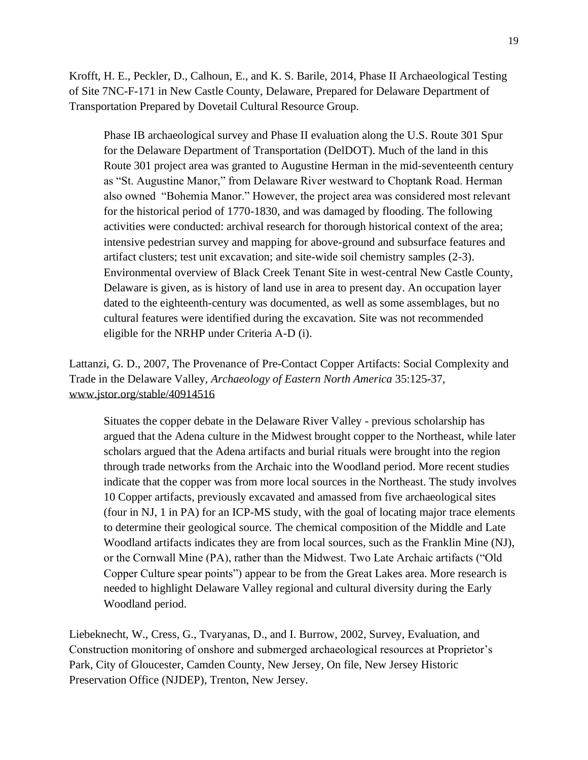Krofft, H. E., Peckler, D., Calhoun, E., and K. S. Barile, 2014, Phase II Archaeological Testing of Site 7NC-F-171 in New Castle County, Delaware, Prepared for Delaware Department of Transportation Prepared by Dovetail Cultural Resource Group.

> Phase IB archaeological survey and Phase II evaluation along the U.S. Route 301 Spur for the Delaware Department of Transportation (DelDOT). Much of the land in this Route 301 project area was granted to Augustine Herman in the mid-seventeenth century as "St. Augustine Manor," from Delaware River westward to Choptank Road. Herman also owned "Bohemia Manor." However, the project area was considered most relevant for the historical period of 1770-1830, and was damaged by flooding. The following activities were conducted: archival research for thorough historical context of the area; intensive pedestrian survey and mapping for above-ground and subsurface features and artifact clusters; test unit excavation; and site-wide soil chemistry samples (2-3). Environmental overview of Black Creek Tenant Site in west-central New Castle County, Delaware is given, as is history of land use in area to present day. An occupation layer dated to the eighteenth-century was documented, as well as some assemblages, but no cultural features were identified during the excavation. Site was not recommended eligible for the NRHP under Criteria A-D (i).

Lattanzi, G. D., 2007, The Provenance of Pre-Contact Copper Artifacts: Social Complexity and Trade in the Delaware Valley, *Archaeology of Eastern North America* 35:125-37, www.jstor.org/stable/40914516

> Situates the copper debate in the Delaware River Valley - previous scholarship has argued that the Adena culture in the Midwest brought copper to the Northeast, while later scholars argued that the Adena artifacts and burial rituals were brought into the region through trade networks from the Archaic into the Woodland period. More recent studies indicate that the copper was from more local sources in the Northeast. The study involves 10 Copper artifacts, previously excavated and amassed from five archaeological sites (four in NJ, 1 in PA) for an ICP-MS study, with the goal of locating major trace elements to determine their geological source. The chemical composition of the Middle and Late Woodland artifacts indicates they are from local sources, such as the Franklin Mine (NJ), or the Cornwall Mine (PA), rather than the Midwest. Two Late Archaic artifacts ("Old Copper Culture spear points") appear to be from the Great Lakes area. More research is needed to highlight Delaware Valley regional and cultural diversity during the Early Woodland period.

Liebeknecht, W., Cress, G., Tvaryanas, D., and I. Burrow, 2002, Survey, Evaluation, and Construction monitoring of onshore and submerged archaeological resources at Proprietor's Park, City of Gloucester, Camden County, New Jersey, On file, New Jersey Historic Preservation Office (NJDEP), Trenton, New Jersey.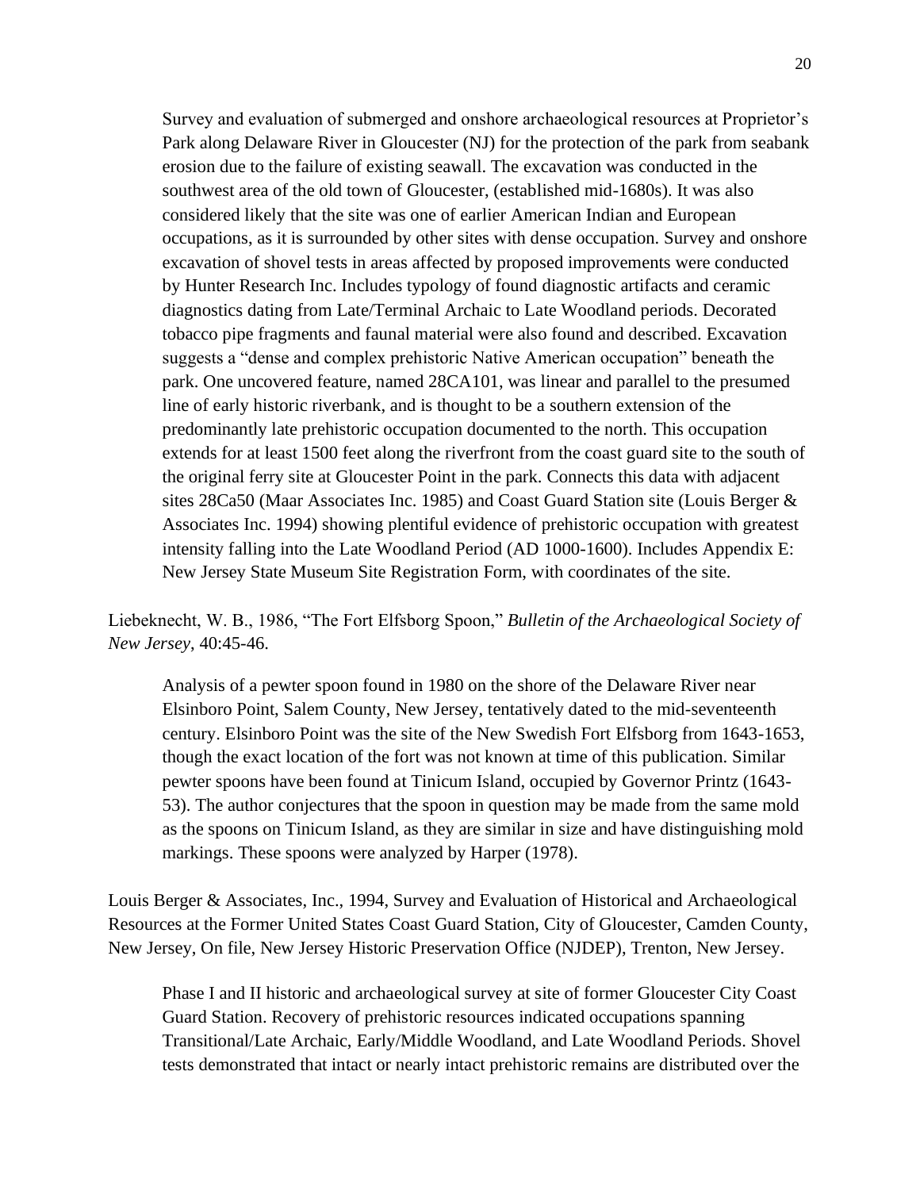Survey and evaluation of submerged and onshore archaeological resources at Proprietor's Park along Delaware River in Gloucester (NJ) for the protection of the park from seabank erosion due to the failure of existing seawall. The excavation was conducted in the southwest area of the old town of Gloucester, (established mid-1680s). It was also considered likely that the site was one of earlier American Indian and European occupations, as it is surrounded by other sites with dense occupation. Survey and onshore excavation of shovel tests in areas affected by proposed improvements were conducted by Hunter Research Inc. Includes typology of found diagnostic artifacts and ceramic diagnostics dating from Late/Terminal Archaic to Late Woodland periods. Decorated tobacco pipe fragments and faunal material were also found and described. Excavation suggests a "dense and complex prehistoric Native American occupation" beneath the park. One uncovered feature, named 28CA101, was linear and parallel to the presumed line of early historic riverbank, and is thought to be a southern extension of the predominantly late prehistoric occupation documented to the north. This occupation extends for at least 1500 feet along the riverfront from the coast guard site to the south of the original ferry site at Gloucester Point in the park. Connects this data with adjacent sites 28Ca50 (Maar Associates Inc. 1985) and Coast Guard Station site (Louis Berger & Associates Inc. 1994) showing plentiful evidence of prehistoric occupation with greatest intensity falling into the Late Woodland Period (AD 1000-1600). Includes Appendix E: New Jersey State Museum Site Registration Form, with coordinates of the site.

Liebeknecht, W. B., 1986, "The Fort Elfsborg Spoon," *Bulletin of the Archaeological Society of New Jersey*, 40:45-46.

Analysis of a pewter spoon found in 1980 on the shore of the Delaware River near Elsinboro Point, Salem County, New Jersey, tentatively dated to the mid-seventeenth century. Elsinboro Point was the site of the New Swedish Fort Elfsborg from 1643-1653, though the exact location of the fort was not known at time of this publication. Similar pewter spoons have been found at Tinicum Island, occupied by Governor Printz (1643-53). The author conjectures that the spoon in question may be made from the same mold as the spoons on Tinicum Island, as they are similar in size and have distinguishing mold markings. These spoons were analyzed by Harper (1978).

Louis Berger & Associates, Inc., 1994, Survey and Evaluation of Historical and Archaeological Resources at the Former United States Coast Guard Station, City of Gloucester, Camden County, New Jersey, On file, New Jersey Historic Preservation Office (NJDEP), Trenton, New Jersey.

Phase I and II historic and archaeological survey at site of former Gloucester City Coast Guard Station. Recovery of prehistoric resources indicated occupations spanning Transitional/Late Archaic, Early/Middle Woodland, and Late Woodland Periods. Shovel tests demonstrated that intact or nearly intact prehistoric remains are distributed over the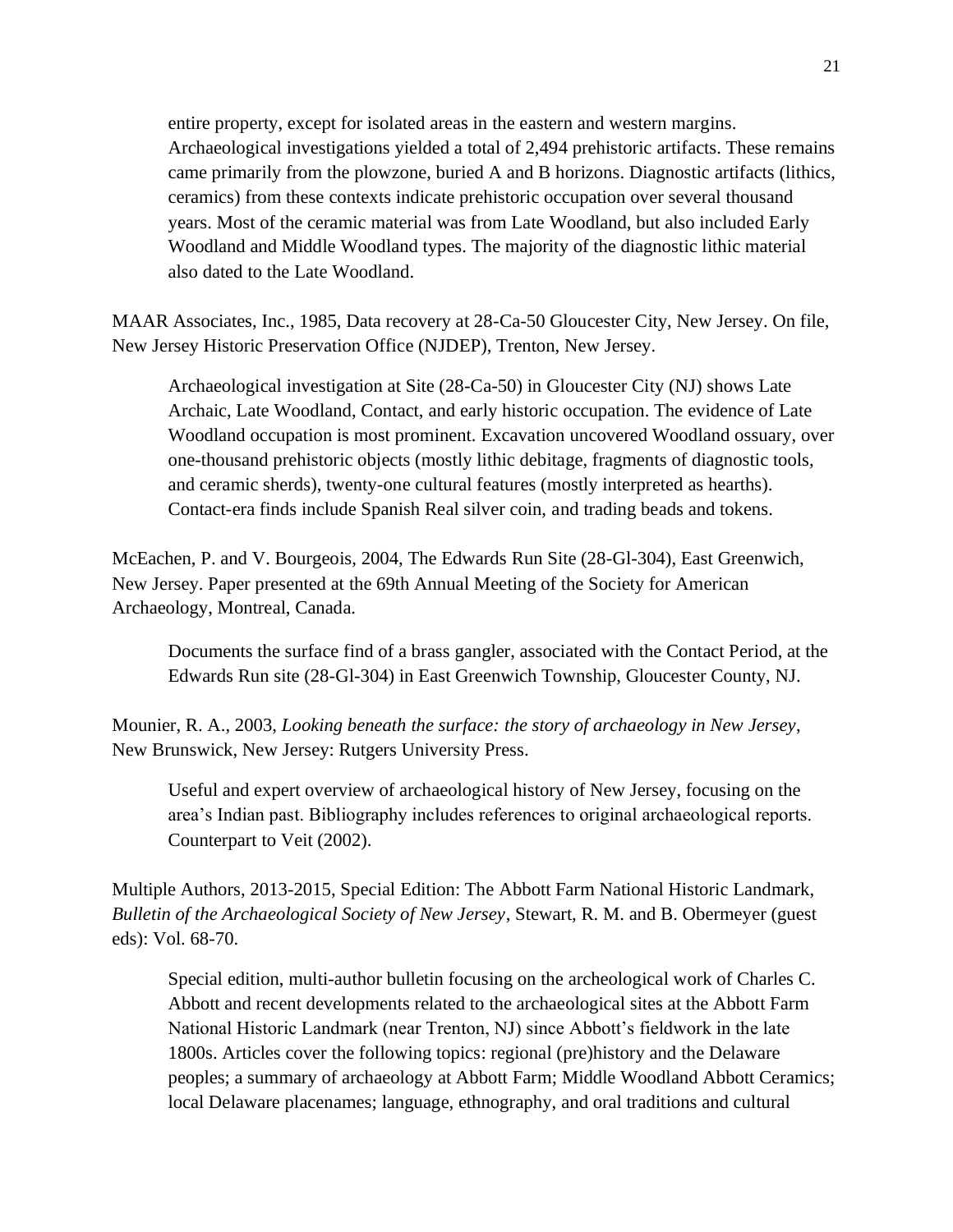entire property, except for isolated areas in the eastern and western margins. Archaeological investigations yielded a total of 2,494 prehistoric artifacts. These remains came primarily from the plowzone, buried A and B horizons. Diagnostic artifacts (lithics, ceramics) from these contexts indicate prehistoric occupation over several thousand years. Most of the ceramic material was from Late Woodland, but also included Early Woodland and Middle Woodland types. The majority of the diagnostic lithic material also dated to the Late Woodland.

MAAR Associates, Inc., 1985, Data recovery at 28-Ca-50 Gloucester City, New Jersey. On file, New Jersey Historic Preservation Office (NJDEP), Trenton, New Jersey.

> Archaeological investigation at Site (28-Ca-50) in Gloucester City (NJ) shows Late Archaic, Late Woodland, Contact, and early historic occupation. The evidence of Late Woodland occupation is most prominent. Excavation uncovered Woodland ossuary, over one-thousand prehistoric objects (mostly lithic debitage, fragments of diagnostic tools, and ceramic sherds), twenty-one cultural features (mostly interpreted as hearths). Contact-era finds include Spanish Real silver coin, and trading beads and tokens.

McEachen, P. and V. Bourgeois, 2004, The Edwards Run Site (28-Gl-304), East Greenwich, New Jersey. Paper presented at the 69th Annual Meeting of the Society for American Archaeology, Montreal, Canada.

> Documents the surface find of a brass gangler, associated with the Contact Period, at the Edwards Run site (28-Gl-304) in East Greenwich Township, Gloucester County, NJ.

Mounier, R. A., 2003, *Looking beneath the surface: the story of archaeology in New Jersey*, New Brunswick, New Jersey: Rutgers University Press.

> Useful and expert overview of archaeological history of New Jersey, focusing on the area's Indian past. Bibliography includes references to original archaeological reports. Counterpart to Veit (2002).

Multiple Authors, 2013-2015, Special Edition: The Abbott Farm National Historic Landmark, *Bulletin of the Archaeological Society of New Jersey*, Stewart, R. M. and B. Obermeyer (guest eds): Vol. 68-70.

> Special edition, multi-author bulletin focusing on the archeological work of Charles C. Abbott and recent developments related to the archaeological sites at the Abbott Farm National Historic Landmark (near Trenton, NJ) since Abbott's fieldwork in the late 1800s. Articles cover the following topics: regional (pre)history and the Delaware peoples; a summary of archaeology at Abbott Farm; Middle Woodland Abbott Ceramics; local Delaware placenames; language, ethnography, and oral traditions and cultural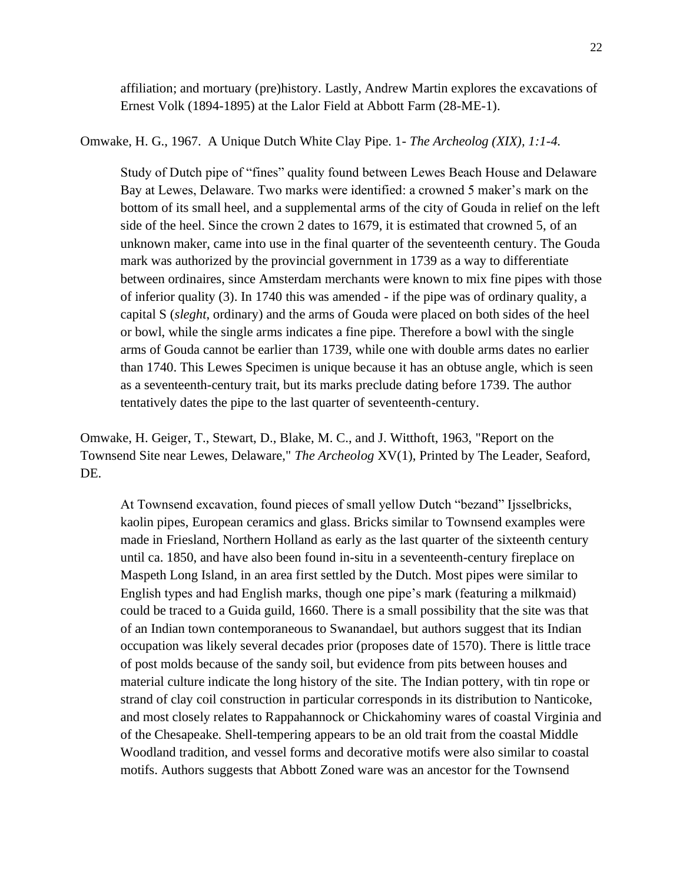affiliation; and mortuary (pre)history. Lastly, Andrew Martin explores the excavations of Ernest Volk (1894-1895) at the Lalor Field at Abbott Farm (28-ME-1).

Omwake, H. G., 1967. A Unique Dutch White Clay Pipe. 1- *The Archeolog (XIX), 1:1-4.*

> Study of Dutch pipe of "fines" quality found between Lewes Beach House and Delaware Bay at Lewes, Delaware. Two marks were identified: a crowned 5 maker's mark on the bottom of its small heel, and a supplemental arms of the city of Gouda in relief on the left side of the heel. Since the crown 2 dates to 1679, it is estimated that crowned 5, of an unknown maker, came into use in the final quarter of the seventeenth century. The Gouda mark was authorized by the provincial government in 1739 as a way to differentiate between ordinaires, since Amsterdam merchants were known to mix fine pipes with those of inferior quality (3). In 1740 this was amended - if the pipe was of ordinary quality, a capital S (*sleght*, ordinary) and the arms of Gouda were placed on both sides of the heel or bowl, while the single arms indicates a fine pipe. Therefore a bowl with the single arms of Gouda cannot be earlier than 1739, while one with double arms dates no earlier than 1740. This Lewes Specimen is unique because it has an obtuse angle, which is seen as a seventeenth-century trait, but its marks preclude dating before 1739. The author tentatively dates the pipe to the last quarter of seventeenth-century.

Omwake, H. Geiger, T., Stewart, D., Blake, M. C., and J. Witthoft, 1963, "Report on the Townsend Site near Lewes, Delaware," *The Archeolog* XV(1), Printed by The Leader, Seaford, DE.

> At Townsend excavation, found pieces of small yellow Dutch "bezand" Ijsselbricks, kaolin pipes, European ceramics and glass. Bricks similar to Townsend examples were made in Friesland, Northern Holland as early as the last quarter of the sixteenth century until ca. 1850, and have also been found in-situ in a seventeenth-century fireplace on Maspeth Long Island, in an area first settled by the Dutch. Most pipes were similar to English types and had English marks, though one pipe's mark (featuring a milkmaid) could be traced to a Guida guild, 1660. There is a small possibility that the site was that of an Indian town contemporaneous to Swanandael, but authors suggest that its Indian occupation was likely several decades prior (proposes date of 1570). There is little trace of post molds because of the sandy soil, but evidence from pits between houses and material culture indicate the long history of the site. The Indian pottery, with tin rope or strand of clay coil construction in particular corresponds in its distribution to Nanticoke, and most closely relates to Rappahannock or Chickahominy wares of coastal Virginia and of the Chesapeake. Shell-tempering appears to be an old trait from the coastal Middle Woodland tradition, and vessel forms and decorative motifs were also similar to coastal motifs. Authors suggests that Abbott Zoned ware was an ancestor for the Townsend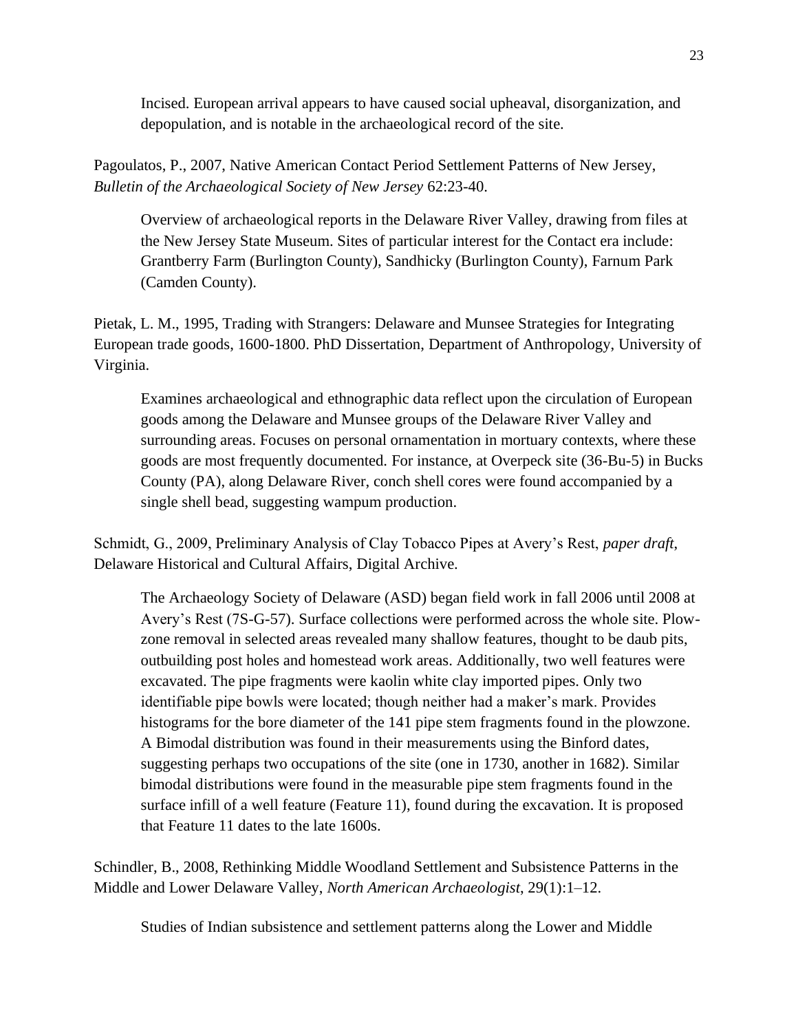Incised. European arrival appears to have caused social upheaval, disorganization, and depopulation, and is notable in the archaeological record of the site.

Pagoulatos, P., 2007, Native American Contact Period Settlement Patterns of New Jersey, *Bulletin of the Archaeological Society of New Jersey* 62:23-40.

Overview of archaeological reports in the Delaware River Valley, drawing from files at the New Jersey State Museum. Sites of particular interest for the Contact era include: Grantberry Farm (Burlington County), Sandhicky (Burlington County), Farnum Park (Camden County).

Pietak, L. M., 1995, Trading with Strangers: Delaware and Munsee Strategies for Integrating European trade goods, 1600-1800. PhD Dissertation, Department of Anthropology, University of Virginia.

Examines archaeological and ethnographic data reflect upon the circulation of European goods among the Delaware and Munsee groups of the Delaware River Valley and surrounding areas. Focuses on personal ornamentation in mortuary contexts, where these goods are most frequently documented. For instance, at Overpeck site (36-Bu-5) in Bucks County (PA), along Delaware River, conch shell cores were found accompanied by a single shell bead, suggesting wampum production.

Schmidt, G., 2009, Preliminary Analysis of Clay Tobacco Pipes at Avery's Rest, *paper draft*, Delaware Historical and Cultural Affairs, Digital Archive.

The Archaeology Society of Delaware (ASD) began field work in fall 2006 until 2008 at Avery's Rest (7S-G-57). Surface collections were performed across the whole site. Plow-zone removal in selected areas revealed many shallow features, thought to be daub pits, outbuilding post holes and homestead work areas. Additionally, two well features were excavated. The pipe fragments were kaolin white clay imported pipes. Only two identifiable pipe bowls were located; though neither had a maker's mark. Provides histograms for the bore diameter of the 141 pipe stem fragments found in the plowzone. A Bimodal distribution was found in their measurements using the Binford dates, suggesting perhaps two occupations of the site (one in 1730, another in 1682). Similar bimodal distributions were found in the measurable pipe stem fragments found in the surface infill of a well feature (Feature 11), found during the excavation. It is proposed that Feature 11 dates to the late 1600s.

Schindler, B., 2008, Rethinking Middle Woodland Settlement and Subsistence Patterns in the Middle and Lower Delaware Valley, *North American Archaeologist*, 29(1):1–12.

Studies of Indian subsistence and settlement patterns along the Lower and Middle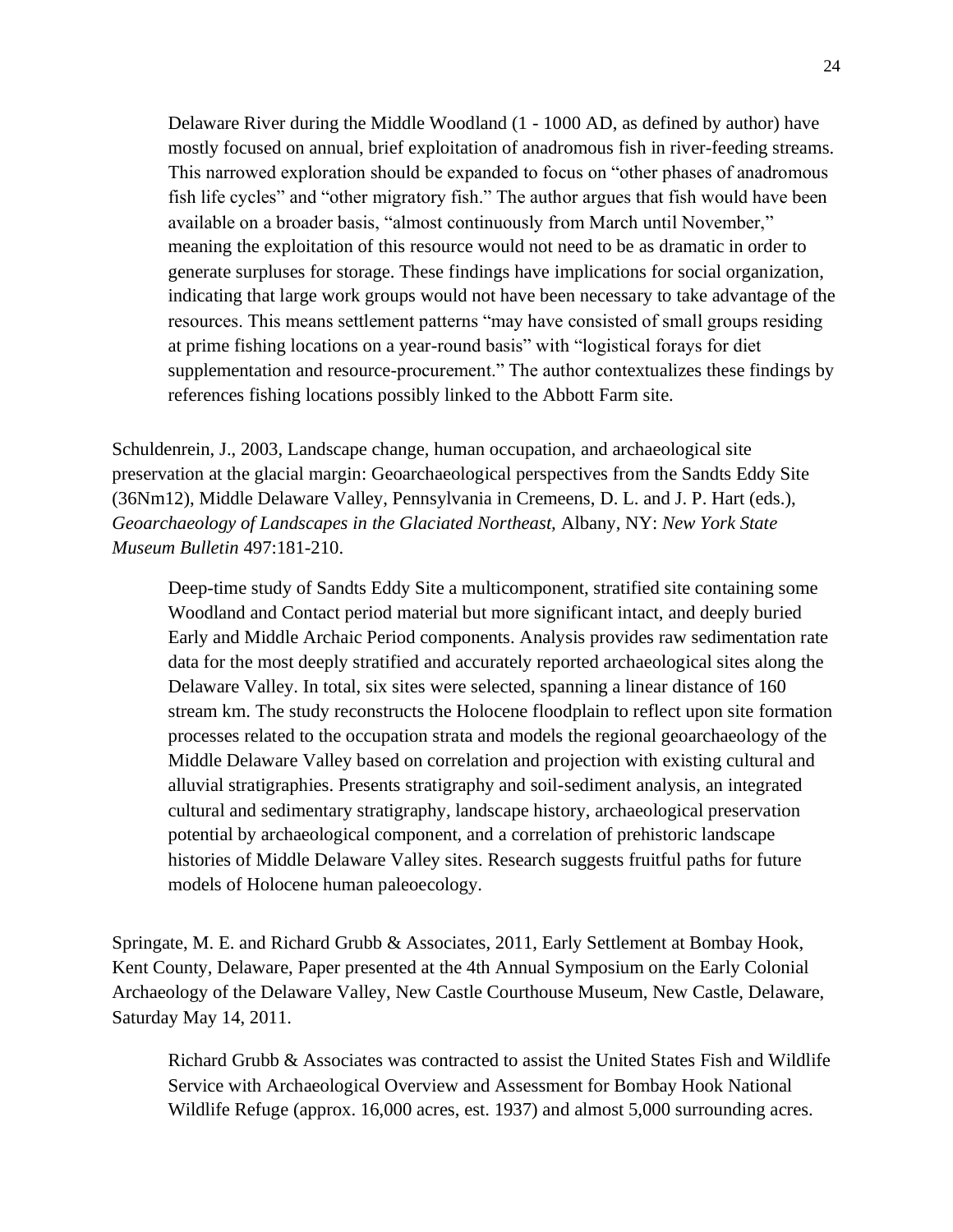Delaware River during the Middle Woodland (1 - 1000 AD, as defined by author) have mostly focused on annual, brief exploitation of anadromous fish in river-feeding streams. This narrowed exploration should be expanded to focus on "other phases of anadromous fish life cycles" and "other migratory fish." The author argues that fish would have been available on a broader basis, "almost continuously from March until November," meaning the exploitation of this resource would not need to be as dramatic in order to generate surpluses for storage. These findings have implications for social organization, indicating that large work groups would not have been necessary to take advantage of the resources. This means settlement patterns "may have consisted of small groups residing at prime fishing locations on a year-round basis" with "logistical forays for diet supplementation and resource-procurement." The author contextualizes these findings by references fishing locations possibly linked to the Abbott Farm site.

Schuldenrein, J., 2003, Landscape change, human occupation, and archaeological site preservation at the glacial margin: Geoarchaeological perspectives from the Sandts Eddy Site (36Nm12), Middle Delaware Valley, Pennsylvania in Cremeens, D. L. and J. P. Hart (eds.), *Geoarchaeology of Landscapes in the Glaciated Northeast,* Albany, NY: *New York State Museum Bulletin* 497:181-210.

> Deep-time study of Sandts Eddy Site a multicomponent, stratified site containing some Woodland and Contact period material but more significant intact, and deeply buried Early and Middle Archaic Period components. Analysis provides raw sedimentation rate data for the most deeply stratified and accurately reported archaeological sites along the Delaware Valley. In total, six sites were selected, spanning a linear distance of 160 stream km. The study reconstructs the Holocene floodplain to reflect upon site formation processes related to the occupation strata and models the regional geoarchaeology of the Middle Delaware Valley based on correlation and projection with existing cultural and alluvial stratigraphies. Presents stratigraphy and soil-sediment analysis, an integrated cultural and sedimentary stratigraphy, landscape history, archaeological preservation potential by archaeological component, and a correlation of prehistoric landscape histories of Middle Delaware Valley sites. Research suggests fruitful paths for future models of Holocene human paleoecology.

Springate, M. E. and Richard Grubb & Associates, 2011, Early Settlement at Bombay Hook, Kent County, Delaware, Paper presented at the 4th Annual Symposium on the Early Colonial Archaeology of the Delaware Valley, New Castle Courthouse Museum, New Castle, Delaware, Saturday May 14, 2011.

> Richard Grubb & Associates was contracted to assist the United States Fish and Wildlife Service with Archaeological Overview and Assessment for Bombay Hook National Wildlife Refuge (approx. 16,000 acres, est. 1937) and almost 5,000 surrounding acres.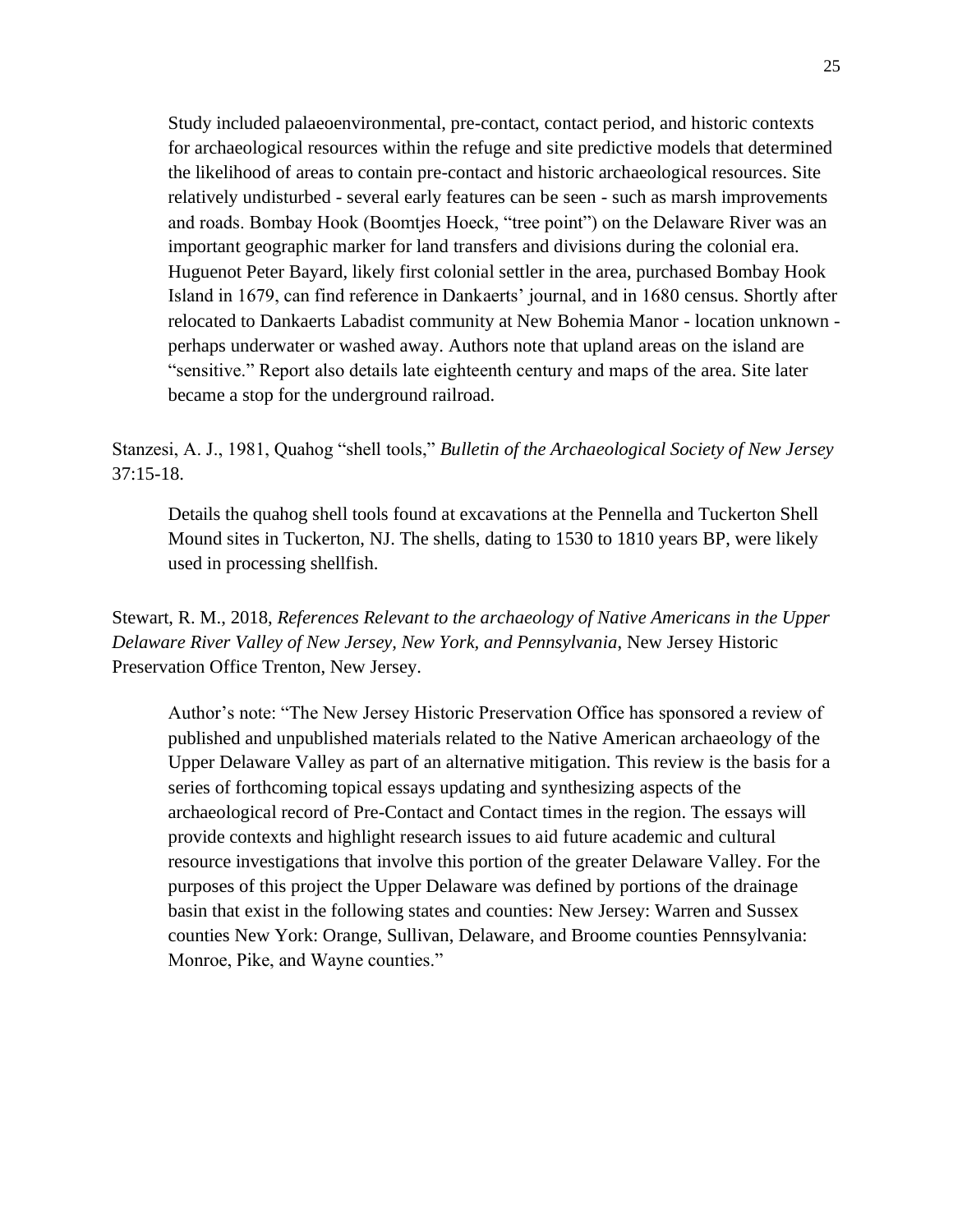Study included palaeoenvironmental, pre-contact, contact period, and historic contexts for archaeological resources within the refuge and site predictive models that determined the likelihood of areas to contain pre-contact and historic archaeological resources. Site relatively undisturbed - several early features can be seen - such as marsh improvements and roads. Bombay Hook (Boomtjes Hoeck, "tree point") on the Delaware River was an important geographic marker for land transfers and divisions during the colonial era. Huguenot Peter Bayard, likely first colonial settler in the area, purchased Bombay Hook Island in 1679, can find reference in Dankaerts' journal, and in 1680 census. Shortly after relocated to Dankaerts Labadist community at New Bohemia Manor - location unknown - perhaps underwater or washed away. Authors note that upland areas on the island are "sensitive." Report also details late eighteenth century and maps of the area. Site later became a stop for the underground railroad.

Stanzesi, A. J., 1981, Quahog "shell tools," *Bulletin of the Archaeological Society of New Jersey* 37:15-18.

> Details the quahog shell tools found at excavations at the Pennella and Tuckerton Shell Mound sites in Tuckerton, NJ. The shells, dating to 1530 to 1810 years BP, were likely used in processing shellfish.

Stewart, R. M., 2018, *References Relevant to the archaeology of Native Americans in the Upper Delaware River Valley of New Jersey, New York, and Pennsylvania*, New Jersey Historic Preservation Office Trenton, New Jersey.

> Author's note: "The New Jersey Historic Preservation Office has sponsored a review of published and unpublished materials related to the Native American archaeology of the Upper Delaware Valley as part of an alternative mitigation. This review is the basis for a series of forthcoming topical essays updating and synthesizing aspects of the archaeological record of Pre-Contact and Contact times in the region. The essays will provide contexts and highlight research issues to aid future academic and cultural resource investigations that involve this portion of the greater Delaware Valley. For the purposes of this project the Upper Delaware was defined by portions of the drainage basin that exist in the following states and counties: New Jersey: Warren and Sussex counties New York: Orange, Sullivan, Delaware, and Broome counties Pennsylvania: Monroe, Pike, and Wayne counties."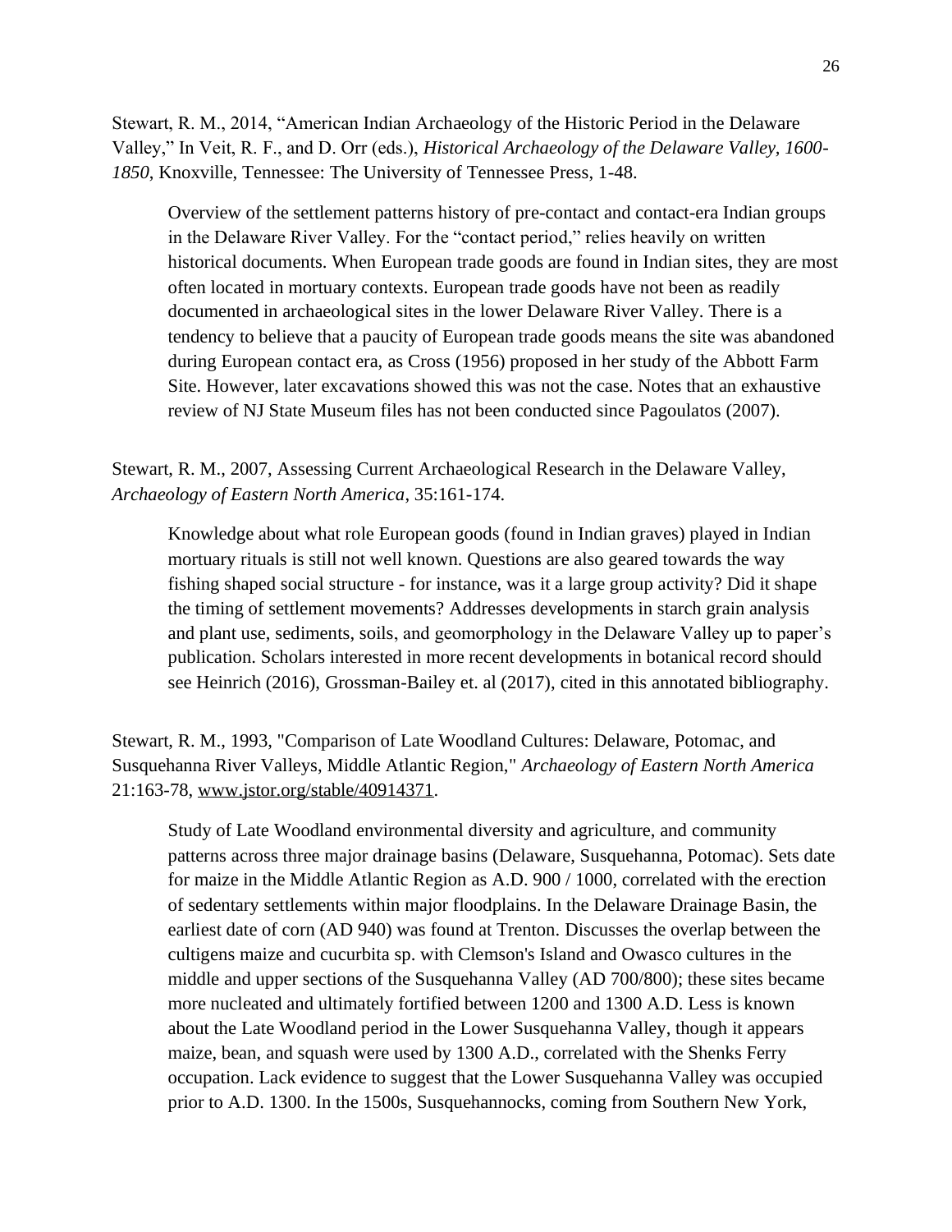Stewart, R. M., 2014, "American Indian Archaeology of the Historic Period in the Delaware Valley," In Veit, R. F., and D. Orr (eds.), *Historical Archaeology of the Delaware Valley, 1600-1850*, Knoxville, Tennessee: The University of Tennessee Press, 1-48.

> Overview of the settlement patterns history of pre-contact and contact-era Indian groups in the Delaware River Valley. For the "contact period," relies heavily on written historical documents. When European trade goods are found in Indian sites, they are most often located in mortuary contexts. European trade goods have not been as readily documented in archaeological sites in the lower Delaware River Valley. There is a tendency to believe that a paucity of European trade goods means the site was abandoned during European contact era, as Cross (1956) proposed in her study of the Abbott Farm Site. However, later excavations showed this was not the case. Notes that an exhaustive review of NJ State Museum files has not been conducted since Pagoulatos (2007).

Stewart, R. M., 2007, Assessing Current Archaeological Research in the Delaware Valley, *Archaeology of Eastern North America*, 35:161-174.

> Knowledge about what role European goods (found in Indian graves) played in Indian mortuary rituals is still not well known. Questions are also geared towards the way fishing shaped social structure - for instance, was it a large group activity? Did it shape the timing of settlement movements? Addresses developments in starch grain analysis and plant use, sediments, soils, and geomorphology in the Delaware Valley up to paper's publication. Scholars interested in more recent developments in botanical record should see Heinrich (2016), Grossman-Bailey et. al (2017), cited in this annotated bibliography.

Stewart, R. M., 1993, "Comparison of Late Woodland Cultures: Delaware, Potomac, and Susquehanna River Valleys, Middle Atlantic Region," *Archaeology of Eastern North America* 21:163-78, www.jstor.org/stable/40914371.

> Study of Late Woodland environmental diversity and agriculture, and community patterns across three major drainage basins (Delaware, Susquehanna, Potomac). Sets date for maize in the Middle Atlantic Region as A.D. 900 / 1000, correlated with the erection of sedentary settlements within major floodplains. In the Delaware Drainage Basin, the earliest date of corn (AD 940) was found at Trenton. Discusses the overlap between the cultigens maize and cucurbita sp. with Clemson's Island and Owasco cultures in the middle and upper sections of the Susquehanna Valley (AD 700/800); these sites became more nucleated and ultimately fortified between 1200 and 1300 A.D. Less is known about the Late Woodland period in the Lower Susquehanna Valley, though it appears maize, bean, and squash were used by 1300 A.D., correlated with the Shenks Ferry occupation. Lack evidence to suggest that the Lower Susquehanna Valley was occupied prior to A.D. 1300. In the 1500s, Susquehannocks, coming from Southern New York,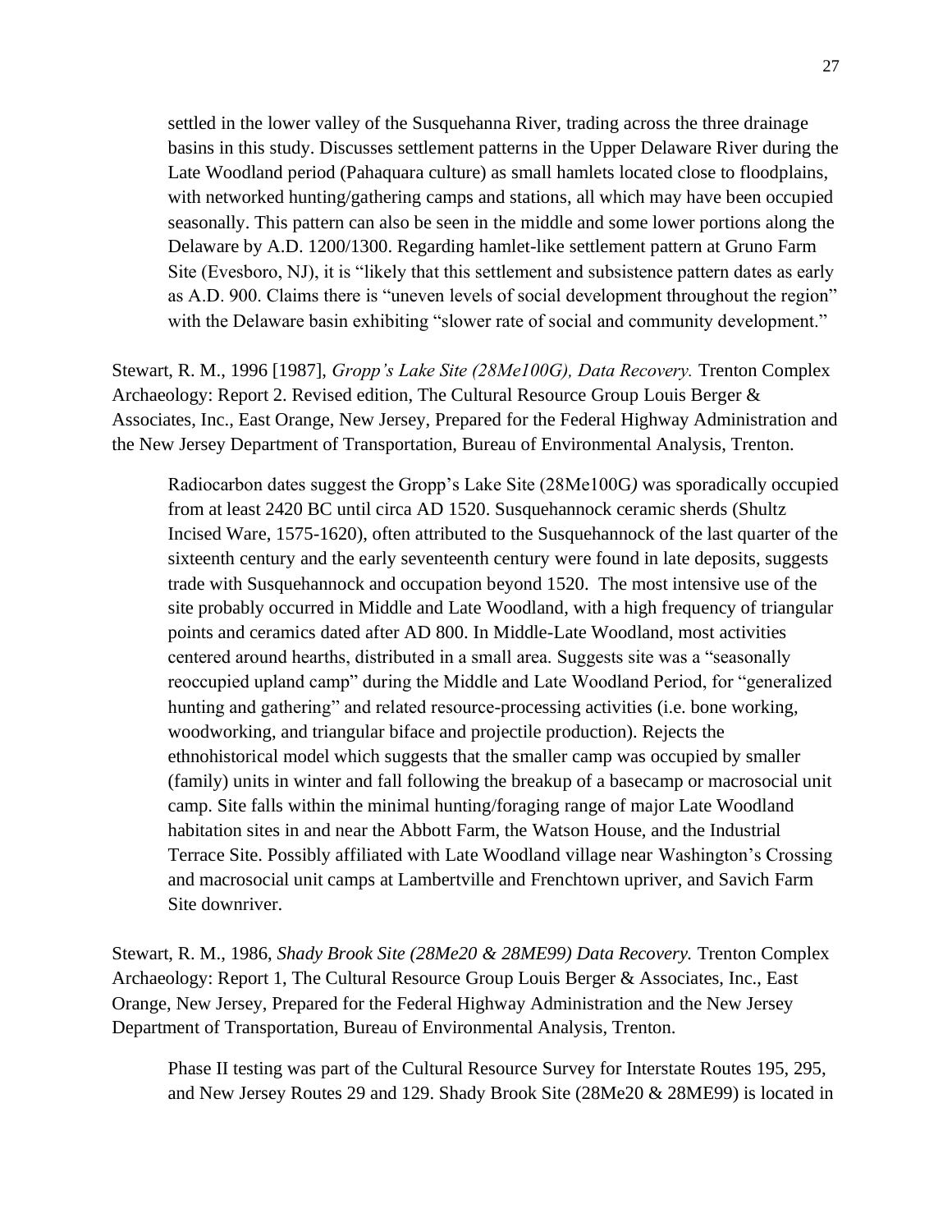settled in the lower valley of the Susquehanna River, trading across the three drainage basins in this study. Discusses settlement patterns in the Upper Delaware River during the Late Woodland period (Pahaquara culture) as small hamlets located close to floodplains, with networked hunting/gathering camps and stations, all which may have been occupied seasonally. This pattern can also be seen in the middle and some lower portions along the Delaware by A.D. 1200/1300. Regarding hamlet-like settlement pattern at Gruno Farm Site (Evesboro, NJ), it is "likely that this settlement and subsistence pattern dates as early as A.D. 900. Claims there is "uneven levels of social development throughout the region" with the Delaware basin exhibiting "slower rate of social and community development."

Stewart, R. M., 1996 [1987], *Gropp's Lake Site (28Me100G), Data Recovery.* Trenton Complex Archaeology: Report 2. Revised edition, The Cultural Resource Group Louis Berger & Associates, Inc., East Orange, New Jersey, Prepared for the Federal Highway Administration and the New Jersey Department of Transportation, Bureau of Environmental Analysis, Trenton.

> Radiocarbon dates suggest the Gropp's Lake Site (28Me100G*)* was sporadically occupied from at least 2420 BC until circa AD 1520. Susquehannock ceramic sherds (Shultz Incised Ware, 1575-1620), often attributed to the Susquehannock of the last quarter of the sixteenth century and the early seventeenth century were found in late deposits, suggests trade with Susquehannock and occupation beyond 1520. The most intensive use of the site probably occurred in Middle and Late Woodland, with a high frequency of triangular points and ceramics dated after AD 800. In Middle-Late Woodland, most activities centered around hearths, distributed in a small area. Suggests site was a "seasonally reoccupied upland camp" during the Middle and Late Woodland Period, for "generalized hunting and gathering" and related resource-processing activities (i.e. bone working, woodworking, and triangular biface and projectile production). Rejects the ethnohistorical model which suggests that the smaller camp was occupied by smaller (family) units in winter and fall following the breakup of a basecamp or macrosocial unit camp. Site falls within the minimal hunting/foraging range of major Late Woodland habitation sites in and near the Abbott Farm, the Watson House, and the Industrial Terrace Site. Possibly affiliated with Late Woodland village near Washington's Crossing and macrosocial unit camps at Lambertville and Frenchtown upriver, and Savich Farm Site downriver.

Stewart, R. M., 1986, *Shady Brook Site (28Me20 & 28ME99) Data Recovery.* Trenton Complex Archaeology: Report 1, The Cultural Resource Group Louis Berger & Associates, Inc., East Orange, New Jersey, Prepared for the Federal Highway Administration and the New Jersey Department of Transportation, Bureau of Environmental Analysis, Trenton.

> Phase II testing was part of the Cultural Resource Survey for Interstate Routes 195, 295, and New Jersey Routes 29 and 129. Shady Brook Site (28Me20 & 28ME99) is located in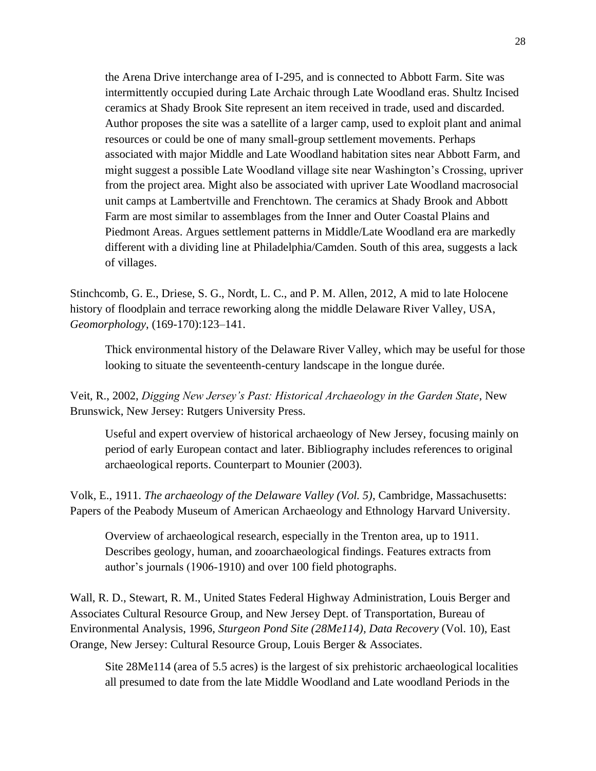the Arena Drive interchange area of I-295, and is connected to Abbott Farm. Site was intermittently occupied during Late Archaic through Late Woodland eras. Shultz Incised ceramics at Shady Brook Site represent an item received in trade, used and discarded. Author proposes the site was a satellite of a larger camp, used to exploit plant and animal resources or could be one of many small-group settlement movements. Perhaps associated with major Middle and Late Woodland habitation sites near Abbott Farm, and might suggest a possible Late Woodland village site near Washington's Crossing, upriver from the project area. Might also be associated with upriver Late Woodland macrosocial unit camps at Lambertville and Frenchtown. The ceramics at Shady Brook and Abbott Farm are most similar to assemblages from the Inner and Outer Coastal Plains and Piedmont Areas. Argues settlement patterns in Middle/Late Woodland era are markedly different with a dividing line at Philadelphia/Camden. South of this area, suggests a lack of villages.

Stinchcomb, G. E., Driese, S. G., Nordt, L. C., and P. M. Allen, 2012, A mid to late Holocene history of floodplain and terrace reworking along the middle Delaware River Valley, USA, *Geomorphology*, (169-170):123–141.

> Thick environmental history of the Delaware River Valley, which may be useful for those looking to situate the seventeenth-century landscape in the longue durée.

Veit, R., 2002, *Digging New Jersey's Past: Historical Archaeology in the Garden State*, New Brunswick, New Jersey: Rutgers University Press.

> Useful and expert overview of historical archaeology of New Jersey, focusing mainly on period of early European contact and later. Bibliography includes references to original archaeological reports. Counterpart to Mounier (2003).

Volk, E., 1911. *The archaeology of the Delaware Valley (Vol. 5)*, Cambridge, Massachusetts: Papers of the Peabody Museum of American Archaeology and Ethnology Harvard University.

> Overview of archaeological research, especially in the Trenton area, up to 1911. Describes geology, human, and zooarchaeological findings. Features extracts from author's journals (1906-1910) and over 100 field photographs.

Wall, R. D., Stewart, R. M., United States Federal Highway Administration, Louis Berger and Associates Cultural Resource Group, and New Jersey Dept. of Transportation, Bureau of Environmental Analysis, 1996, *Sturgeon Pond Site (28Me114), Data Recovery* (Vol. 10), East Orange, New Jersey: Cultural Resource Group, Louis Berger & Associates.

> Site 28Me114 (area of 5.5 acres) is the largest of six prehistoric archaeological localities all presumed to date from the late Middle Woodland and Late woodland Periods in the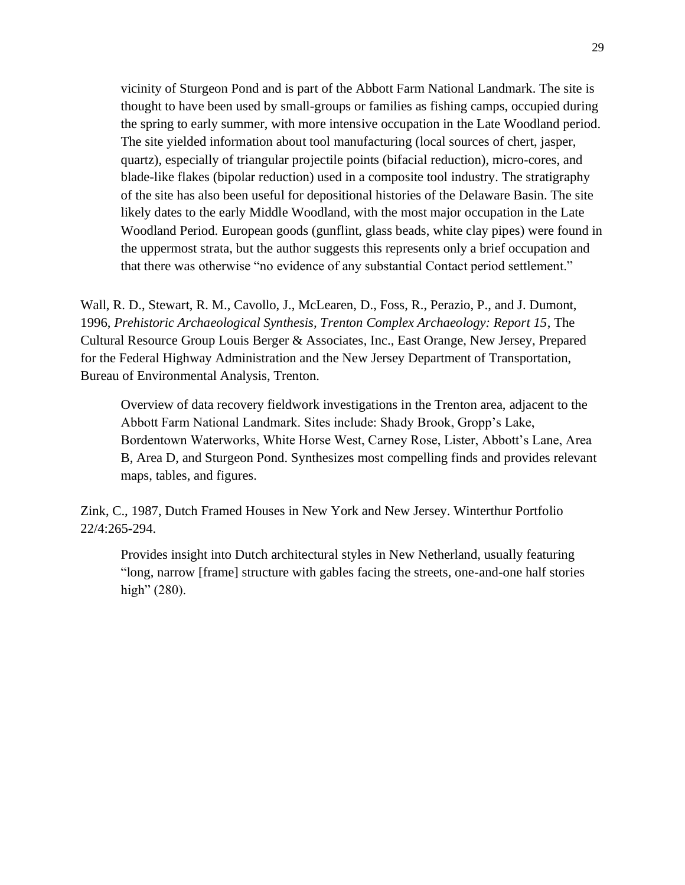vicinity of Sturgeon Pond and is part of the Abbott Farm National Landmark. The site is thought to have been used by small-groups or families as fishing camps, occupied during the spring to early summer, with more intensive occupation in the Late Woodland period. The site yielded information about tool manufacturing (local sources of chert, jasper, quartz), especially of triangular projectile points (bifacial reduction), micro-cores, and blade-like flakes (bipolar reduction) used in a composite tool industry. The stratigraphy of the site has also been useful for depositional histories of the Delaware Basin. The site likely dates to the early Middle Woodland, with the most major occupation in the Late Woodland Period. European goods (gunflint, glass beads, white clay pipes) were found in the uppermost strata, but the author suggests this represents only a brief occupation and that there was otherwise "no evidence of any substantial Contact period settlement."

Wall, R. D., Stewart, R. M., Cavollo, J., McLearen, D., Foss, R., Perazio, P., and J. Dumont, 1996, *Prehistoric Archaeological Synthesis, Trenton Complex Archaeology: Report 15*, The Cultural Resource Group Louis Berger & Associates, Inc., East Orange, New Jersey, Prepared for the Federal Highway Administration and the New Jersey Department of Transportation, Bureau of Environmental Analysis, Trenton.

> Overview of data recovery fieldwork investigations in the Trenton area, adjacent to the Abbott Farm National Landmark. Sites include: Shady Brook, Gropp's Lake, Bordentown Waterworks, White Horse West, Carney Rose, Lister, Abbott's Lane, Area B, Area D, and Sturgeon Pond. Synthesizes most compelling finds and provides relevant maps, tables, and figures.

Zink, C., 1987, Dutch Framed Houses in New York and New Jersey. Winterthur Portfolio 22/4:265-294.

> Provides insight into Dutch architectural styles in New Netherland, usually featuring "long, narrow [frame] structure with gables facing the streets, one-and-one half stories high" (280).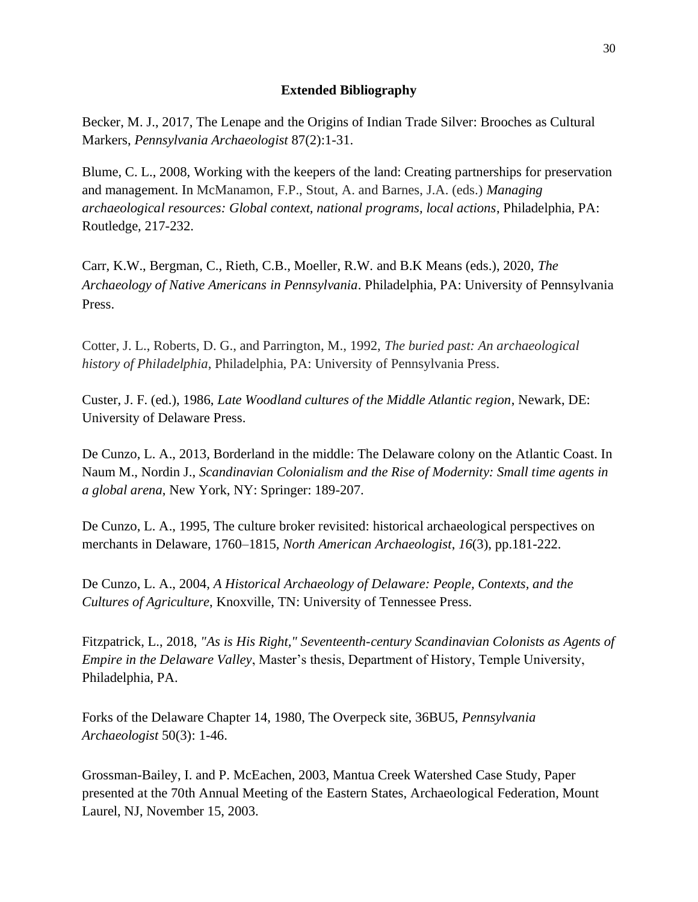**Extended Bibliography**

Becker, M. J., 2017, The Lenape and the Origins of Indian Trade Silver: Brooches as Cultural Markers, *Pennsylvania Archaeologist* 87(2):1-31.

Blume, C. L., 2008, Working with the keepers of the land: Creating partnerships for preservation and management. In McManamon, F.P., Stout, A. and Barnes, J.A. (eds.) *Managing archaeological resources: Global context, national programs, local actions*, Philadelphia, PA: Routledge, 217-232.

Carr, K.W., Bergman, C., Rieth, C.B., Moeller, R.W. and B.K Means (eds.), 2020, *The Archaeology of Native Americans in Pennsylvania*. Philadelphia, PA: University of Pennsylvania Press.

Cotter, J. L., Roberts, D. G., and Parrington, M., 1992, *The buried past: An archaeological history of Philadelphia*, Philadelphia, PA: University of Pennsylvania Press.

Custer, J. F. (ed.), 1986, *Late Woodland cultures of the Middle Atlantic region*, Newark, DE: University of Delaware Press.

De Cunzo, L. A., 2013, Borderland in the middle: The Delaware colony on the Atlantic Coast. In Naum M., Nordin J., *Scandinavian Colonialism and the Rise of Modernity: Small time agents in a global arena*, New York, NY: Springer: 189-207.

De Cunzo, L. A., 1995, The culture broker revisited: historical archaeological perspectives on merchants in Delaware, 1760–1815, *North American Archaeologist*, *16*(3), pp.181-222.

De Cunzo, L. A., 2004, *A Historical Archaeology of Delaware: People, Contexts, and the Cultures of Agriculture*, Knoxville, TN: University of Tennessee Press.

Fitzpatrick, L., 2018, *"As is His Right," Seventeenth-century Scandinavian Colonists as Agents of Empire in the Delaware Valley*, Master's thesis, Department of History, Temple University, Philadelphia, PA.

Forks of the Delaware Chapter 14, 1980, The Overpeck site, 36BU5, *Pennsylvania Archaeologist* 50(3): 1-46.

Grossman-Bailey, I. and P. McEachen, 2003, Mantua Creek Watershed Case Study, Paper presented at the 70th Annual Meeting of the Eastern States, Archaeological Federation, Mount Laurel, NJ, November 15, 2003.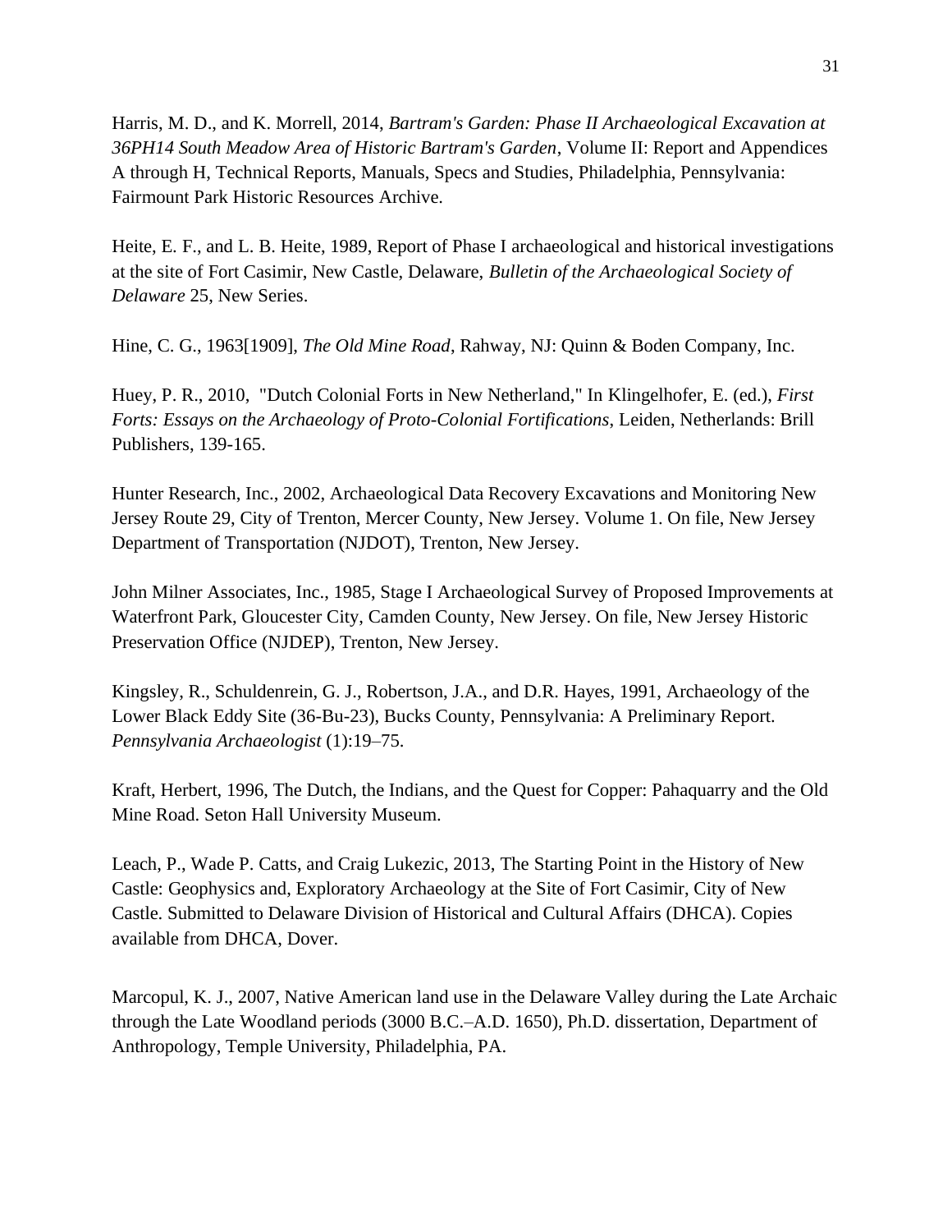Harris, M. D., and K. Morrell, 2014, *Bartram's Garden: Phase II Archaeological Excavation at 36PH14 South Meadow Area of Historic Bartram's Garden*, Volume II: Report and Appendices A through H, Technical Reports, Manuals, Specs and Studies, Philadelphia, Pennsylvania: Fairmount Park Historic Resources Archive.

Heite, E. F., and L. B. Heite, 1989, Report of Phase I archaeological and historical investigations at the site of Fort Casimir, New Castle, Delaware, *Bulletin of the Archaeological Society of Delaware* 25, New Series.

Hine, C. G., 1963[1909], *The Old Mine Road*, Rahway, NJ: Quinn & Boden Company, Inc.

Huey, P. R., 2010, "Dutch Colonial Forts in New Netherland," In Klingelhofer, E. (ed.), *First Forts: Essays on the Archaeology of Proto-Colonial Fortifications*, Leiden, Netherlands: Brill Publishers, 139-165.

Hunter Research, Inc., 2002, Archaeological Data Recovery Excavations and Monitoring New Jersey Route 29, City of Trenton, Mercer County, New Jersey. Volume 1. On file, New Jersey Department of Transportation (NJDOT), Trenton, New Jersey.

John Milner Associates, Inc., 1985, Stage I Archaeological Survey of Proposed Improvements at Waterfront Park, Gloucester City, Camden County, New Jersey. On file, New Jersey Historic Preservation Office (NJDEP), Trenton, New Jersey.

Kingsley, R., Schuldenrein, G. J., Robertson, J.A., and D.R. Hayes, 1991, Archaeology of the Lower Black Eddy Site (36-Bu-23), Bucks County, Pennsylvania: A Preliminary Report. *Pennsylvania Archaeologist* (1):19–75.

Kraft, Herbert, 1996, The Dutch, the Indians, and the Quest for Copper: Pahaquarry and the Old Mine Road. Seton Hall University Museum.

Leach, P., Wade P. Catts, and Craig Lukezic, 2013, The Starting Point in the History of New Castle: Geophysics and, Exploratory Archaeology at the Site of Fort Casimir, City of New Castle. Submitted to Delaware Division of Historical and Cultural Affairs (DHCA). Copies available from DHCA, Dover.

Marcopul, K. J., 2007, Native American land use in the Delaware Valley during the Late Archaic through the Late Woodland periods (3000 B.C.–A.D. 1650), Ph.D. dissertation, Department of Anthropology, Temple University, Philadelphia, PA.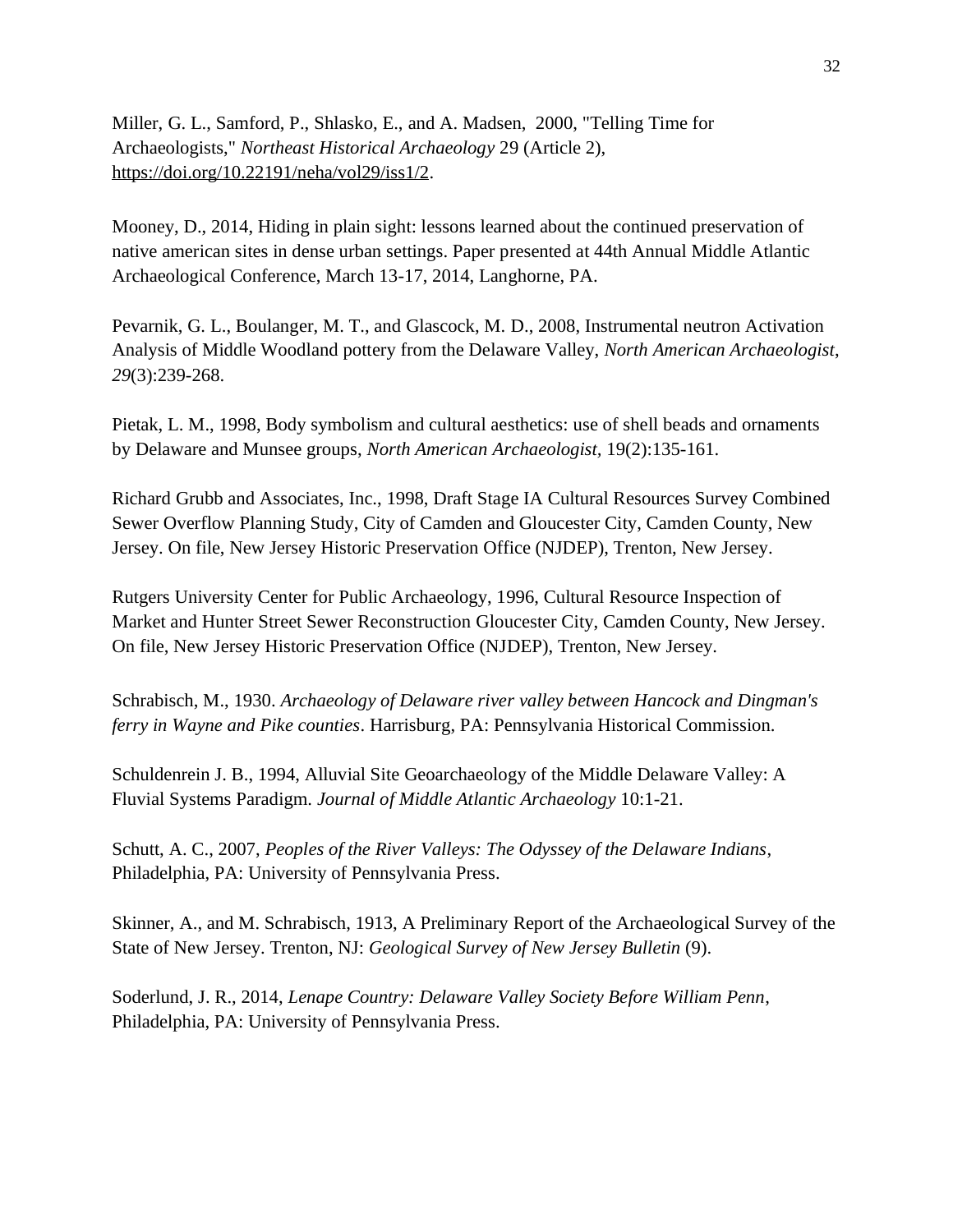Miller, G. L., Samford, P., Shlasko, E., and A. Madsen,  2000, "Telling Time for Archaeologists," *Northeast Historical Archaeology* 29 (Article 2), https://doi.org/10.22191/neha/vol29/iss1/2.

Mooney, D., 2014, Hiding in plain sight: lessons learned about the continued preservation of native american sites in dense urban settings. Paper presented at 44th Annual Middle Atlantic Archaeological Conference, March 13-17, 2014, Langhorne, PA.

Pevarnik, G. L., Boulanger, M. T., and Glascock, M. D., 2008, Instrumental neutron Activation Analysis of Middle Woodland pottery from the Delaware Valley, *North American Archaeologist*, *29*(3):239-268.

Pietak, L. M., 1998, Body symbolism and cultural aesthetics: use of shell beads and ornaments by Delaware and Munsee groups, *North American Archaeologist*, 19(2):135-161.

Richard Grubb and Associates, Inc., 1998, Draft Stage IA Cultural Resources Survey Combined Sewer Overflow Planning Study, City of Camden and Gloucester City, Camden County, New Jersey. On file, New Jersey Historic Preservation Office (NJDEP), Trenton, New Jersey.

Rutgers University Center for Public Archaeology, 1996, Cultural Resource Inspection of Market and Hunter Street Sewer Reconstruction Gloucester City, Camden County, New Jersey. On file, New Jersey Historic Preservation Office (NJDEP), Trenton, New Jersey.

Schrabisch, M., 1930. *Archaeology of Delaware river valley between Hancock and Dingman's ferry in Wayne and Pike counties*. Harrisburg, PA: Pennsylvania Historical Commission.

Schuldenrein J. B., 1994, Alluvial Site Geoarchaeology of the Middle Delaware Valley: A Fluvial Systems Paradigm. *Journal of Middle Atlantic Archaeology* 10:1-21.

Schutt, A. C., 2007, *Peoples of the River Valleys: The Odyssey of the Delaware Indians*, Philadelphia, PA: University of Pennsylvania Press.

Skinner, A., and M. Schrabisch, 1913, A Preliminary Report of the Archaeological Survey of the State of New Jersey. Trenton, NJ: *Geological Survey of New Jersey Bulletin* (9).

Soderlund, J. R., 2014, *Lenape Country: Delaware Valley Society Before William Penn*, Philadelphia, PA: University of Pennsylvania Press.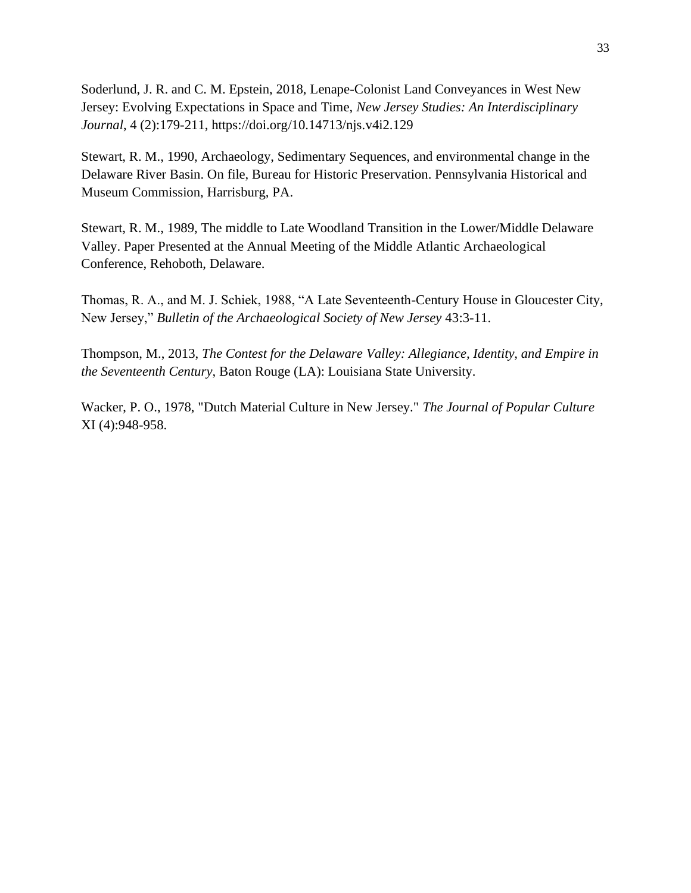Soderlund, J. R. and C. M. Epstein, 2018, Lenape-Colonist Land Conveyances in West New Jersey: Evolving Expectations in Space and Time, *New Jersey Studies: An Interdisciplinary Journal*, 4 (2):179-211, https://doi.org/10.14713/njs.v4i2.129

Stewart, R. M., 1990, Archaeology, Sedimentary Sequences, and environmental change in the Delaware River Basin. On file, Bureau for Historic Preservation. Pennsylvania Historical and Museum Commission, Harrisburg, PA.

Stewart, R. M., 1989, The middle to Late Woodland Transition in the Lower/Middle Delaware Valley. Paper Presented at the Annual Meeting of the Middle Atlantic Archaeological Conference, Rehoboth, Delaware.

Thomas, R. A., and M. J. Schiek, 1988, "A Late Seventeenth-Century House in Gloucester City, New Jersey," *Bulletin of the Archaeological Society of New Jersey* 43:3-11.

Thompson, M., 2013, *The Contest for the Delaware Valley: Allegiance, Identity, and Empire in the Seventeenth Century*, Baton Rouge (LA): Louisiana State University.

Wacker, P. O., 1978, "Dutch Material Culture in New Jersey." *The Journal of Popular Culture* XI (4):948-958.